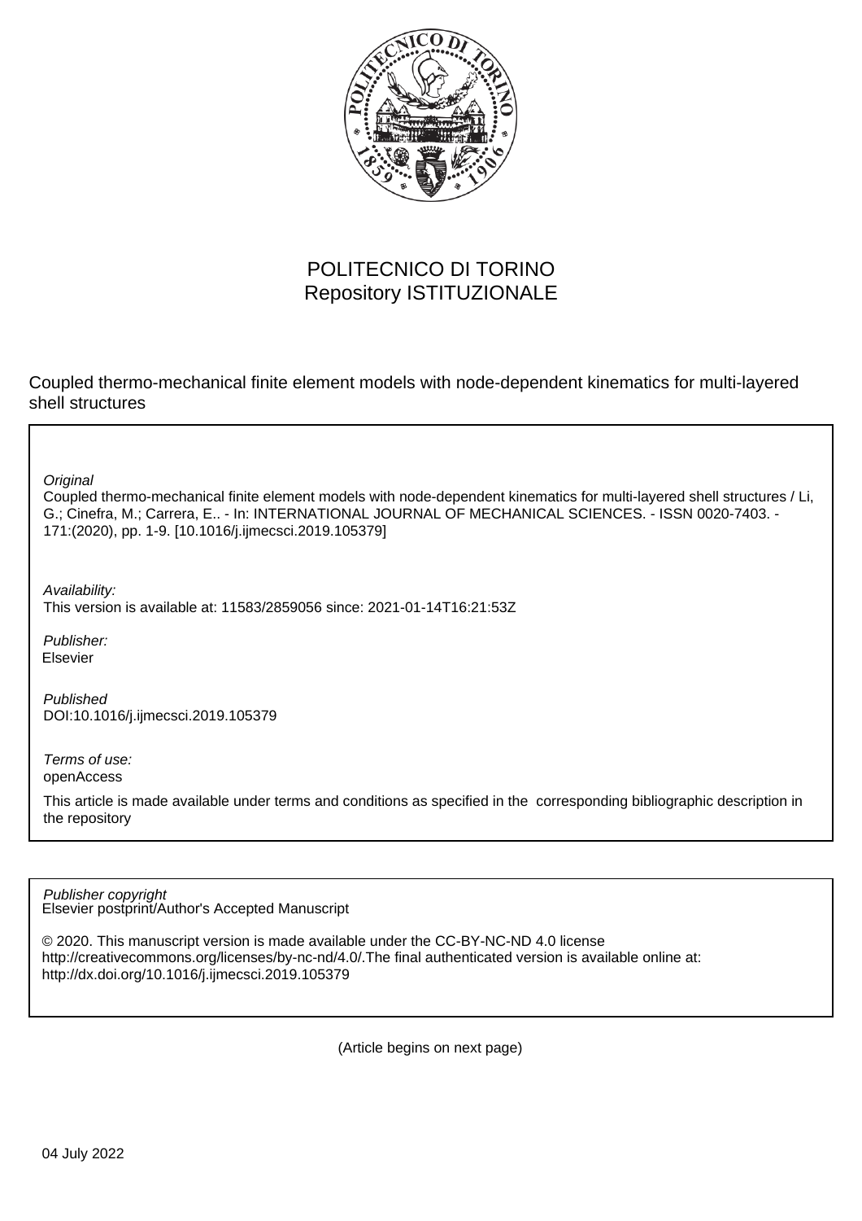POLITECNICO DI TORINO
Repository ISTITUZIONALE

Coupled thermo-mechanical finite element models with node-dependent kinematics for multi-layered shell structures

*Original*
Coupled thermo-mechanical finite element models with node-dependent kinematics for multi-layered shell structures / Li, G.; Cinefra, M.; Carrera, E.. - In: INTERNATIONAL JOURNAL OF MECHANICAL SCIENCES. - ISSN 0020-7403. - 171:(2020), pp. 1-9. [10.1016/j.ijmecsci.2019.105379]

*Availability:*
This version is available at: 11583/2859056 since: 2021-01-14T16:21:53Z

*Publisher:*
Elsevier

*Published*
DOI:10.1016/j.ijmecsci.2019.105379

*Terms of use:*
openAccess

This article is made available under terms and conditions as specified in the corresponding bibliographic description in the repository

*Publisher copyright*
Elsevier postprint/Author's Accepted Manuscript

© 2020. This manuscript version is made available under the CC-BY-NC-ND 4.0 license http://creativecommons.org/licenses/by-nc-nd/4.0/.The final authenticated version is available online at: http://dx.doi.org/10.1016/j.ijmecsci.2019.105379

(Article begins on next page)

04 July 2022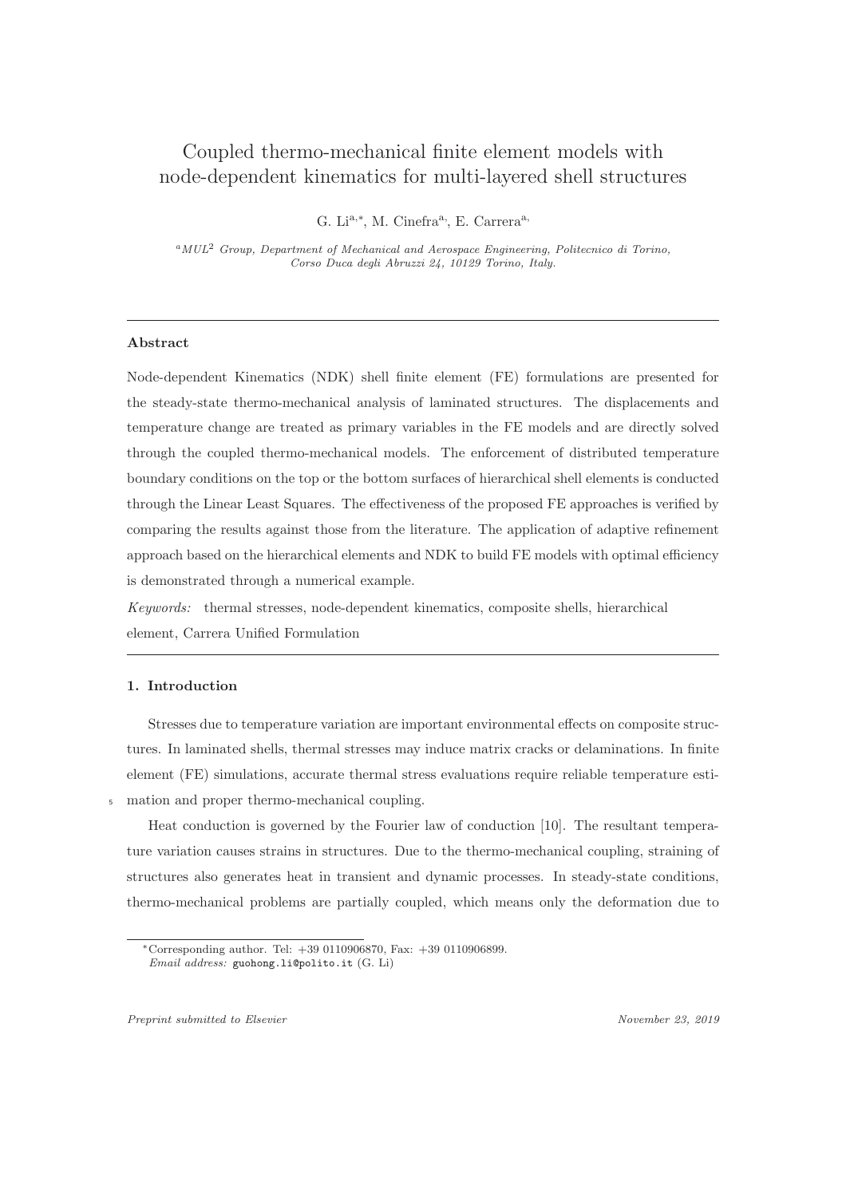# Coupled thermo-mechanical finite element models with node-dependent kinematics for multi-layered shell structures

G. Li[a,*], M. Cinefra[a], E. Carrera[a]

[a] *MUL[2] Group, Department of Mechanical and Aerospace Engineering, Politecnico di Torino, Corso Duca degli Abruzzi 24, 10129 Torino, Italy.*

---

**Abstract**

Node-dependent Kinematics (NDK) shell finite element (FE) formulations are presented for the steady-state thermo-mechanical analysis of laminated structures. The displacements and temperature change are treated as primary variables in the FE models and are directly solved through the coupled thermo-mechanical models. The enforcement of distributed temperature boundary conditions on the top or the bottom surfaces of hierarchical shell elements is conducted through the Linear Least Squares. The effectiveness of the proposed FE approaches is verified by comparing the results against those from the literature. The application of adaptive refinement approach based on the hierarchical elements and NDK to build FE models with optimal efficiency is demonstrated through a numerical example.

*Keywords:* thermal stresses, node-dependent kinematics, composite shells, hierarchical element, Carrera Unified Formulation

---

## 1. Introduction

Stresses due to temperature variation are important environmental effects on composite structures. In laminated shells, thermal stresses may induce matrix cracks or delaminations. In finite element (FE) simulations, accurate thermal stress evaluations require reliable temperature estimation and proper thermo-mechanical coupling.

Heat conduction is governed by the Fourier law of conduction [10]. The resultant temperature variation causes strains in structures. Due to the thermo-mechanical coupling, straining of structures also generates heat in transient and dynamic processes. In steady-state conditions, thermo-mechanical problems are partially coupled, which means only the deformation due to

*Corresponding author. Tel: +39 0110906870, Fax: +39 0110906899.
*Email address:* guohong.li@polito.it (G. Li)

*Preprint submitted to Elsevier* *November 23, 2019*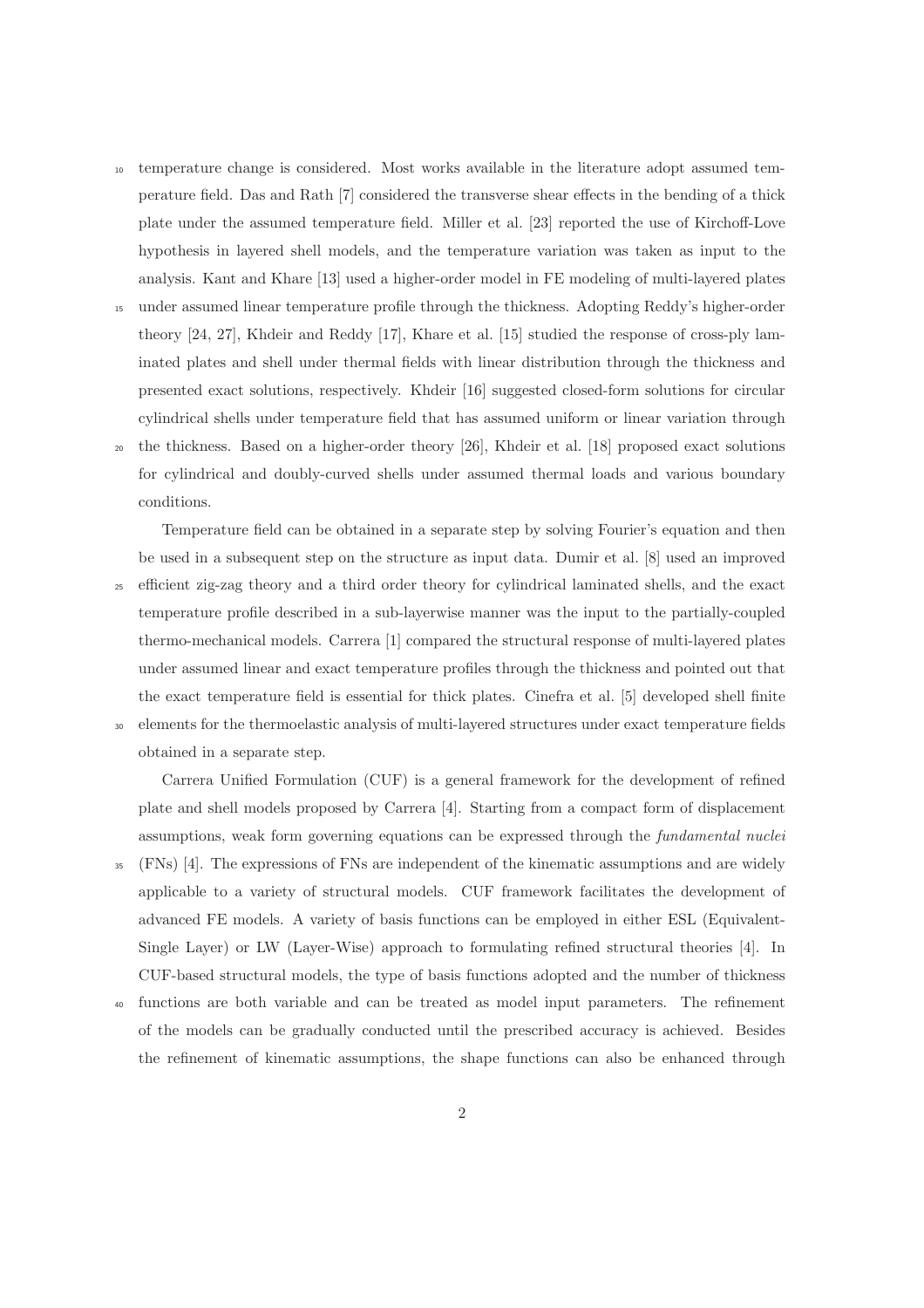temperature change is considered. Most works available in the literature adopt assumed temperature field. Das and Rath [7] considered the transverse shear effects in the bending of a thick plate under the assumed temperature field. Miller et al. [23] reported the use of Kirchoff-Love hypothesis in layered shell models, and the temperature variation was taken as input to the analysis. Kant and Khare [13] used a higher-order model in FE modeling of multi-layered plates under assumed linear temperature profile through the thickness. Adopting Reddy's higher-order theory [24, 27], Khdeir and Reddy [17], Khare et al. [15] studied the response of cross-ply laminated plates and shell under thermal fields with linear distribution through the thickness and presented exact solutions, respectively. Khdeir [16] suggested closed-form solutions for circular cylindrical shells under temperature field that has assumed uniform or linear variation through the thickness. Based on a higher-order theory [26], Khdeir et al. [18] proposed exact solutions for cylindrical and doubly-curved shells under assumed thermal loads and various boundary conditions.

Temperature field can be obtained in a separate step by solving Fourier's equation and then be used in a subsequent step on the structure as input data. Dumir et al. [8] used an improved efficient zig-zag theory and a third order theory for cylindrical laminated shells, and the exact temperature profile described in a sub-layerwise manner was the input to the partially-coupled thermo-mechanical models. Carrera [1] compared the structural response of multi-layered plates under assumed linear and exact temperature profiles through the thickness and pointed out that the exact temperature field is essential for thick plates. Cinefra et al. [5] developed shell finite elements for the thermoelastic analysis of multi-layered structures under exact temperature fields obtained in a separate step.

Carrera Unified Formulation (CUF) is a general framework for the development of refined plate and shell models proposed by Carrera [4]. Starting from a compact form of displacement assumptions, weak form governing equations can be expressed through the *fundamental nuclei* (FNs) [4]. The expressions of FNs are independent of the kinematic assumptions and are widely applicable to a variety of structural models. CUF framework facilitates the development of advanced FE models. A variety of basis functions can be employed in either ESL (Equivalent-Single Layer) or LW (Layer-Wise) approach to formulating refined structural theories [4]. In CUF-based structural models, the type of basis functions adopted and the number of thickness functions are both variable and can be treated as model input parameters. The refinement of the models can be gradually conducted until the prescribed accuracy is achieved. Besides the refinement of kinematic assumptions, the shape functions can also be enhanced through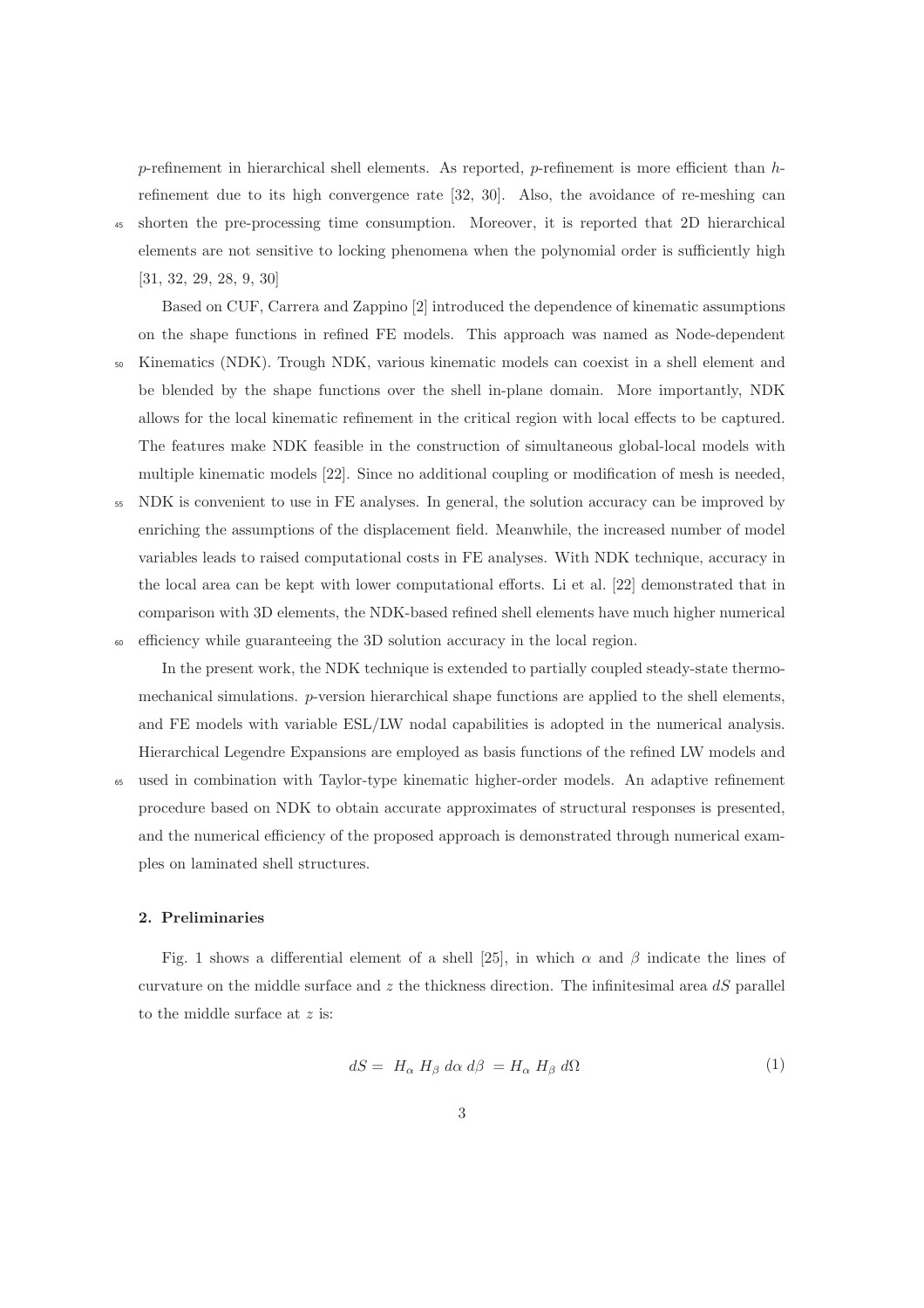$p$-refinement in hierarchical shell elements. As reported, $p$-refinement is more efficient than $h$-refinement due to its high convergence rate [32, 30]. Also, the avoidance of re-meshing can shorten the pre-processing time consumption. Moreover, it is reported that 2D hierarchical elements are not sensitive to locking phenomena when the polynomial order is sufficiently high [31, 32, 29, 28, 9, 30]

Based on CUF, Carrera and Zappino [2] introduced the dependence of kinematic assumptions on the shape functions in refined FE models. This approach was named as Node-dependent Kinematics (NDK). Trough NDK, various kinematic models can coexist in a shell element and be blended by the shape functions over the shell in-plane domain. More importantly, NDK allows for the local kinematic refinement in the critical region with local effects to be captured. The features make NDK feasible in the construction of simultaneous global-local models with multiple kinematic models [22]. Since no additional coupling or modification of mesh is needed, NDK is convenient to use in FE analyses. In general, the solution accuracy can be improved by enriching the assumptions of the displacement field. Meanwhile, the increased number of model variables leads to raised computational costs in FE analyses. With NDK technique, accuracy in the local area can be kept with lower computational efforts. Li et al. [22] demonstrated that in comparison with 3D elements, the NDK-based refined shell elements have much higher numerical efficiency while guaranteeing the 3D solution accuracy in the local region.

In the present work, the NDK technique is extended to partially coupled steady-state thermo-mechanical simulations. $p$-version hierarchical shape functions are applied to the shell elements, and FE models with variable ESL/LW nodal capabilities is adopted in the numerical analysis. Hierarchical Legendre Expansions are employed as basis functions of the refined LW models and used in combination with Taylor-type kinematic higher-order models. An adaptive refinement procedure based on NDK to obtain accurate approximates of structural responses is presented, and the numerical efficiency of the proposed approach is demonstrated through numerical examples on laminated shell structures.

## 2. Preliminaries

Fig. 1 shows a differential element of a shell [25], in which $\alpha$ and $\beta$ indicate the lines of curvature on the middle surface and $z$ the thickness direction. The infinitesimal area $dS$ parallel to the middle surface at $z$ is:

$$dS = H_\alpha \, H_\beta \, d\alpha \, d\beta \, = H_\alpha \, H_\beta \, d\Omega \tag{1}$$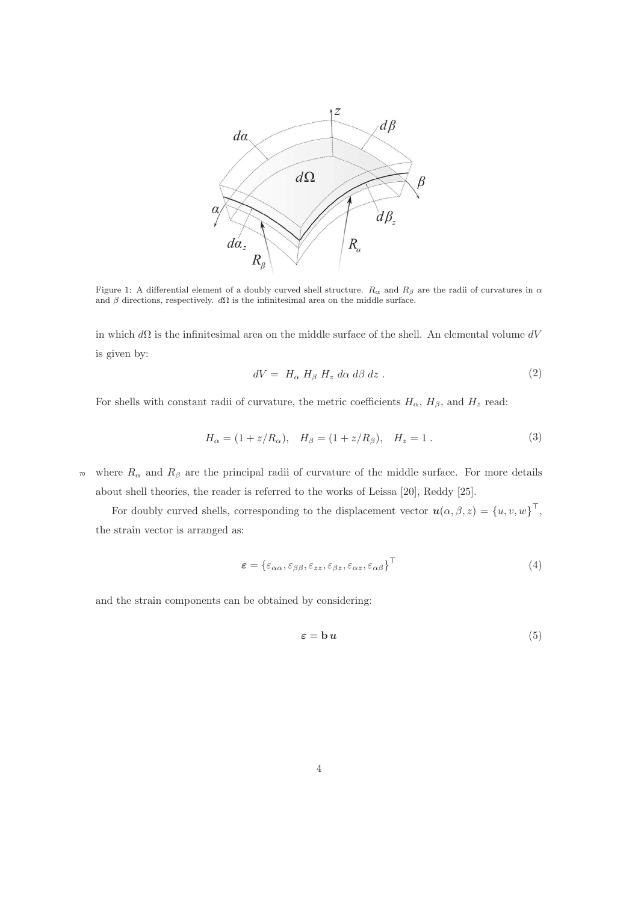Figure 1: A differential element of a doubly curved shell structure. $R_\alpha$ and $R_\beta$ are the radii of curvatures in $\alpha$ and $\beta$ directions, respectively. $d\Omega$ is the infinitesimal area on the middle surface.

in which $d\Omega$ is the infinitesimal area on the middle surface of the shell. An elemental volume $dV$ is given by:

$$dV = H_\alpha \, H_\beta \, H_z \, d\alpha \, d\beta \, dz \; . \tag{2}$$

For shells with constant radii of curvature, the metric coefficients $H_\alpha$, $H_\beta$, and $H_z$ read:

$$H_\alpha = (1 + z/R_\alpha), \quad H_\beta = (1 + z/R_\beta), \quad H_z = 1 \; . \tag{3}$$

where $R_\alpha$ and $R_\beta$ are the principal radii of curvature of the middle surface. For more details about shell theories, the reader is referred to the works of Leissa [20], Reddy [25].

For doubly curved shells, corresponding to the displacement vector $\boldsymbol{u}(\alpha, \beta, z) = \{u, v, w\}^\top$, the strain vector is arranged as:

$$\boldsymbol{\varepsilon} = \{\varepsilon_{\alpha\alpha}, \varepsilon_{\beta\beta}, \varepsilon_{zz}, \varepsilon_{\beta z}, \varepsilon_{\alpha z}, \varepsilon_{\alpha\beta}\}^\top \tag{4}$$

and the strain components can be obtained by considering:

$$\boldsymbol{\varepsilon} = \mathbf{b} \, \boldsymbol{u} \tag{5}$$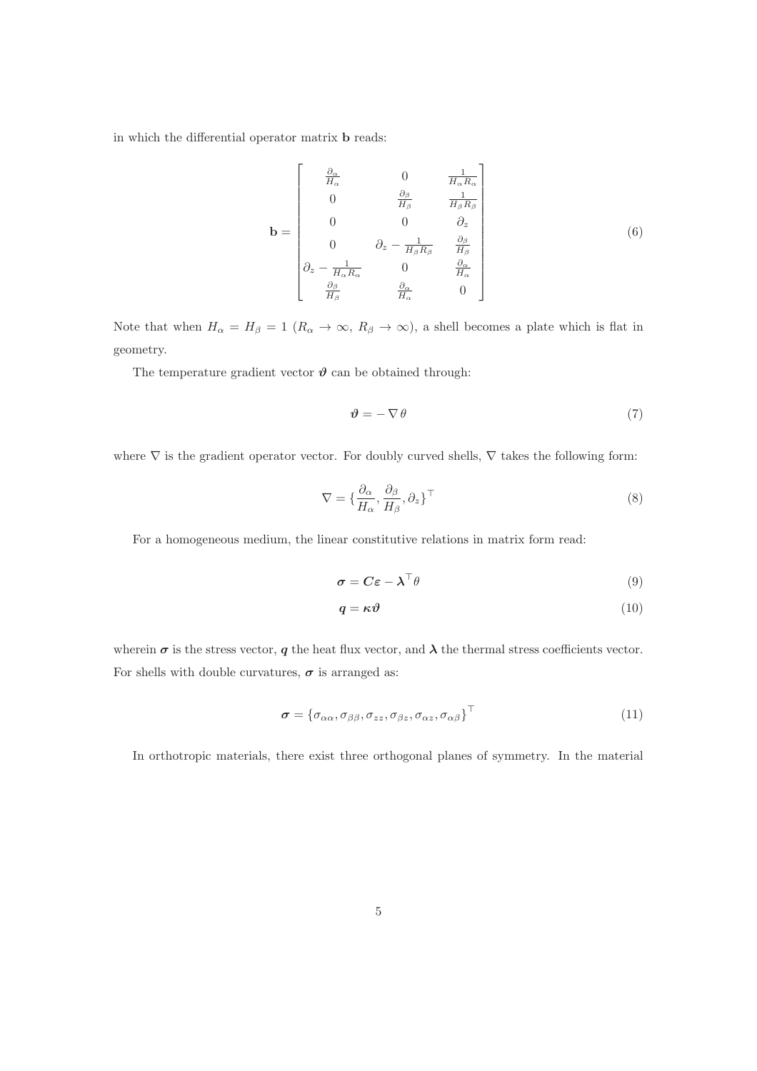in which the differential operator matrix $\mathbf{b}$ reads:

$$
\mathbf{b} = \begin{bmatrix}
\frac{\partial_\alpha}{H_\alpha} & 0 & \frac{1}{H_\alpha R_\alpha} \\
0 & \frac{\partial_\beta}{H_\beta} & \frac{1}{H_\beta R_\beta} \\
0 & 0 & \partial_z \\
0 & \partial_z - \frac{1}{H_\beta R_\beta} & \frac{\partial_\beta}{H_\beta} \\
\partial_z - \frac{1}{H_\alpha R_\alpha} & 0 & \frac{\partial_\alpha}{H_\alpha} \\
\frac{\partial_\beta}{H_\beta} & \frac{\partial_\alpha}{H_\alpha} & 0
\end{bmatrix} \tag{6}
$$

Note that when $H_\alpha = H_\beta = 1$ ($R_\alpha \to \infty$, $R_\beta \to \infty$), a shell becomes a plate which is flat in geometry.

The temperature gradient vector $\boldsymbol{\vartheta}$ can be obtained through:

$$
\boldsymbol{\vartheta} = -\nabla \theta \tag{7}
$$

where $\nabla$ is the gradient operator vector. For doubly curved shells, $\nabla$ takes the following form:

$$
\nabla = \{\frac{\partial_\alpha}{H_\alpha}, \frac{\partial_\beta}{H_\beta}, \partial_z\}^\top \tag{8}
$$

For a homogeneous medium, the linear constitutive relations in matrix form read:

$$
\boldsymbol{\sigma} = \boldsymbol{C}\boldsymbol{\varepsilon} - \boldsymbol{\lambda}^\top \theta \tag{9}
$$

$$
\boldsymbol{q} = \boldsymbol{\kappa}\boldsymbol{\vartheta} \tag{10}
$$

wherein $\boldsymbol{\sigma}$ is the stress vector, $\boldsymbol{q}$ the heat flux vector, and $\boldsymbol{\lambda}$ the thermal stress coefficients vector. For shells with double curvatures, $\boldsymbol{\sigma}$ is arranged as:

$$
\boldsymbol{\sigma} = \{\sigma_{\alpha\alpha}, \sigma_{\beta\beta}, \sigma_{zz}, \sigma_{\beta z}, \sigma_{\alpha z}, \sigma_{\alpha\beta}\}^\top \tag{11}
$$

In orthotropic materials, there exist three orthogonal planes of symmetry. In the material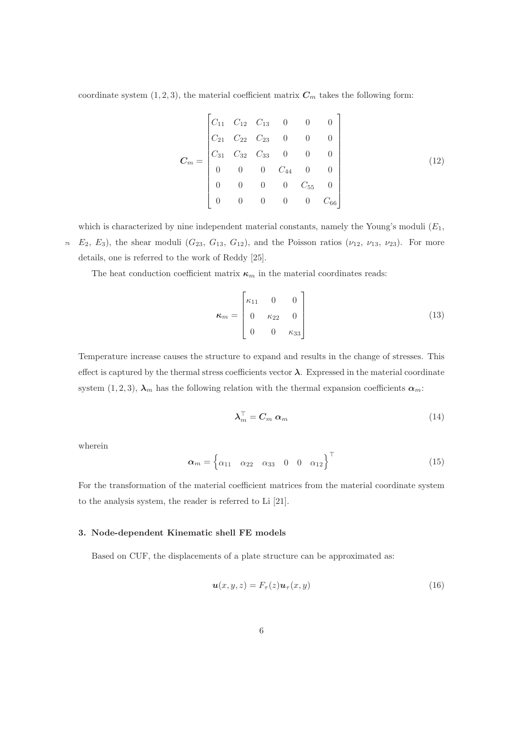coordinate system $(1, 2, 3)$, the material coefficient matrix $\boldsymbol{C}_m$ takes the following form:

$$\boldsymbol{C}_m = \begin{bmatrix} C_{11} & C_{12} & C_{13} & 0 & 0 & 0 \\ C_{21} & C_{22} & C_{23} & 0 & 0 & 0 \\ C_{31} & C_{32} & C_{33} & 0 & 0 & 0 \\ 0 & 0 & 0 & C_{44} & 0 & 0 \\ 0 & 0 & 0 & 0 & C_{55} & 0 \\ 0 & 0 & 0 & 0 & 0 & C_{66} \end{bmatrix} \tag{12}$$

which is characterized by nine independent material constants, namely the Young's moduli ($E_1$, $E_2$, $E_3$), the shear moduli ($G_{23}$, $G_{13}$, $G_{12}$), and the Poisson ratios ($\nu_{12}$, $\nu_{13}$, $\nu_{23}$). For more details, one is referred to the work of Reddy [25].

The heat conduction coefficient matrix $\boldsymbol{\kappa}_m$ in the material coordinates reads:

$$\boldsymbol{\kappa}_m = \begin{bmatrix} \kappa_{11} & 0 & 0 \\ 0 & \kappa_{22} & 0 \\ 0 & 0 & \kappa_{33} \end{bmatrix} \tag{13}$$

Temperature increase causes the structure to expand and results in the change of stresses. This effect is captured by the thermal stress coefficients vector $\boldsymbol{\lambda}$. Expressed in the material coordinate system $(1, 2, 3)$, $\boldsymbol{\lambda}_m$ has the following relation with the thermal expansion coefficients $\boldsymbol{\alpha}_m$:

$$\boldsymbol{\lambda}_m^\top = \boldsymbol{C}_m \; \boldsymbol{\alpha}_m \tag{14}$$

wherein

$$\boldsymbol{\alpha}_m = \begin{Bmatrix} \alpha_{11} & \alpha_{22} & \alpha_{33} & 0 & 0 & \alpha_{12} \end{Bmatrix}^\top \tag{15}$$

For the transformation of the material coefficient matrices from the material coordinate system to the analysis system, the reader is referred to Li [21].

### 3. Node-dependent Kinematic shell FE models

Based on CUF, the displacements of a plate structure can be approximated as:

$$\boldsymbol{u}(x, y, z) = F_\tau(z)\boldsymbol{u}_\tau(x, y) \tag{16}$$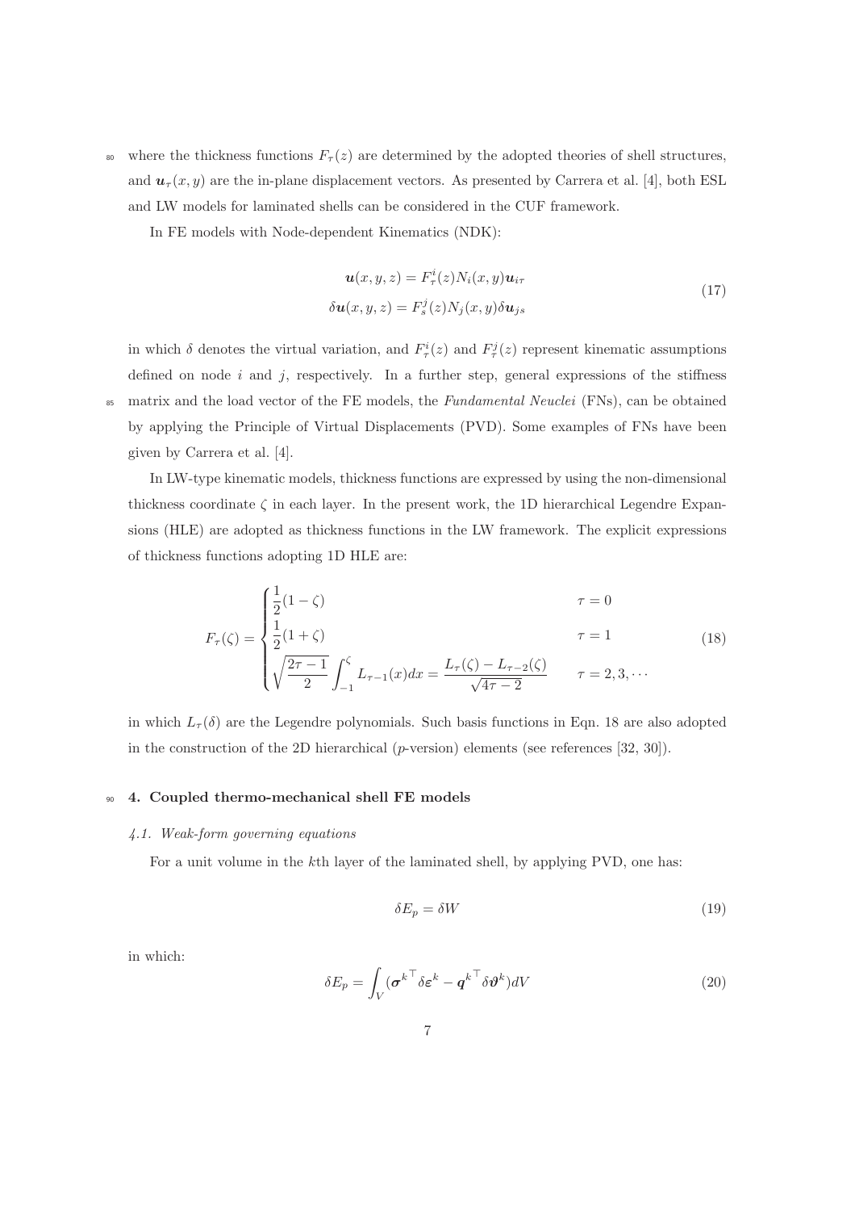where the thickness functions $F_\tau(z)$ are determined by the adopted theories of shell structures, and $\boldsymbol{u}_\tau(x, y)$ are the in-plane displacement vectors. As presented by Carrera et al. [4], both ESL and LW models for laminated shells can be considered in the CUF framework.

In FE models with Node-dependent Kinematics (NDK):

$$
\begin{aligned}
\boldsymbol{u}(x, y, z) &= F_\tau^i(z) N_i(x, y) \boldsymbol{u}_{i\tau} \\
\delta \boldsymbol{u}(x, y, z) &= F_s^j(z) N_j(x, y) \delta \boldsymbol{u}_{js}
\end{aligned}
\tag{17}
$$

in which $\delta$ denotes the virtual variation, and $F_\tau^i(z)$ and $F_\tau^j(z)$ represent kinematic assumptions defined on node $i$ and $j$, respectively. In a further step, general expressions of the stiffness matrix and the load vector of the FE models, the *Fundamental Neuclei* (FNs), can be obtained by applying the Principle of Virtual Displacements (PVD). Some examples of FNs have been given by Carrera et al. [4].

In LW-type kinematic models, thickness functions are expressed by using the non-dimensional thickness coordinate $\zeta$ in each layer. In the present work, the 1D hierarchical Legendre Expansions (HLE) are adopted as thickness functions in the LW framework. The explicit expressions of thickness functions adopting 1D HLE are:

$$
F_\tau(\zeta) = \begin{cases}
\dfrac{1}{2}(1-\zeta) & \tau = 0 \\
\dfrac{1}{2}(1+\zeta) & \tau = 1 \\
\sqrt{\dfrac{2\tau - 1}{2}} \displaystyle\int_{-1}^{\zeta} L_{\tau-1}(x) dx = \dfrac{L_\tau(\zeta) - L_{\tau-2}(\zeta)}{\sqrt{4\tau - 2}} & \tau = 2, 3, \cdots
\end{cases}
\tag{18}
$$

in which $L_\tau(\delta)$ are the Legendre polynomials. Such basis functions in Eqn. 18 are also adopted in the construction of the 2D hierarchical ($p$-version) elements (see references [32, 30]).

## 4. Coupled thermo-mechanical shell FE models

### 4.1. Weak-form governing equations

For a unit volume in the $k$th layer of the laminated shell, by applying PVD, one has:

$$
\delta E_p = \delta W \tag{19}
$$

in which:

$$
\delta E_p = \int_V ({\boldsymbol{\sigma}^k}^\top \delta \boldsymbol{\varepsilon}^k - {\boldsymbol{q}^k}^\top \delta \boldsymbol{\vartheta}^k) dV \tag{20}
$$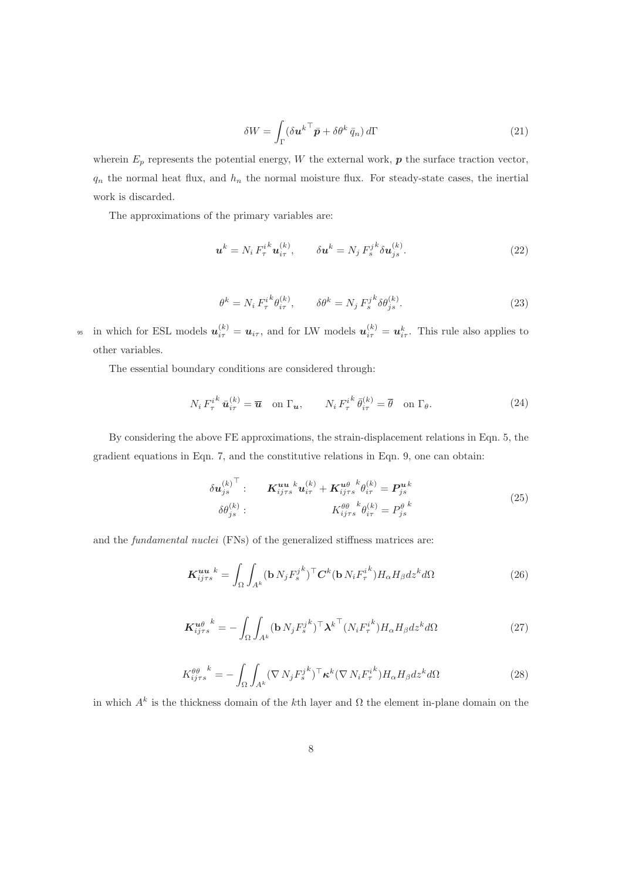$$\delta W = \int_{\Gamma} (\delta \boldsymbol{u}^{k^\top} \bar{\boldsymbol{p}} + \delta\theta^k \, \bar{q}_n) \, d\Gamma \tag{21}$$

wherein $E_p$ represents the potential energy, $W$ the external work, $\boldsymbol{p}$ the surface traction vector, $q_n$ the normal heat flux, and $h_n$ the normal moisture flux. For steady-state cases, the inertial work is discarded.

The approximations of the primary variables are:

$$\boldsymbol{u}^k = N_i \, F_\tau^{i^k} \, \boldsymbol{u}_{i\tau}^{(k)}, \qquad \delta \boldsymbol{u}^k = N_j \, F_s^{j^k} \, \delta \boldsymbol{u}_{js}^{(k)}. \tag{22}$$

$$\theta^k = N_i \, F_\tau^{i^k} \theta_{i\tau}^{(k)}, \qquad \delta\theta^k = N_j \, F_s^{j^k} \delta\theta_{js}^{(k)}. \tag{23}$$

in which for ESL models $\boldsymbol{u}_{i\tau}^{(k)} = \boldsymbol{u}_{i\tau}$, and for LW models $\boldsymbol{u}_{i\tau}^{(k)} = \boldsymbol{u}_{i\tau}^k$. This rule also applies to other variables.

The essential boundary conditions are considered through:

$$N_i \, F_\tau^{i^k} \, \bar{\boldsymbol{u}}_{i\tau}^{(k)} = \overline{\boldsymbol{u}} \quad \text{on } \Gamma_{\boldsymbol{u}}, \qquad N_i \, F_\tau^{i^k} \, \bar{\theta}_{i\tau}^{(k)} = \overline{\theta} \quad \text{on } \Gamma_\theta. \tag{24}$$

By considering the above FE approximations, the strain-displacement relations in Eqn. 5, the gradient equations in Eqn. 7, and the constitutive relations in Eqn. 9, one can obtain:

$$\begin{aligned}
\delta \boldsymbol{u}_{js}^{(k)^\top} : \qquad & \boldsymbol{K}_{ij\tau s}^{\boldsymbol{uu}\ k} \boldsymbol{u}_{i\tau}^{(k)} + \boldsymbol{K}_{ij\tau s}^{\boldsymbol{u}\theta\ k} \theta_{i\tau}^{(k)} = \boldsymbol{P}_{js}^{\boldsymbol{u}\,k} \\
\delta\theta_{js}^{(k)} : \qquad & K_{ij\tau s}^{\theta\theta\ k} \theta_{i\tau}^{(k)} = P_{js}^{\theta\ k}
\end{aligned} \tag{25}$$

and the *fundamental nuclei* (FNs) of the generalized stiffness matrices are:

$$\boldsymbol{K}_{ij\tau s}^{\boldsymbol{uu}\ k} = \int_\Omega \int_{A^k} (\mathbf{b} \, N_j F_s^{j^k})^\top \boldsymbol{C}^k (\mathbf{b} \, N_i F_\tau^{i^k}) H_\alpha H_\beta dz^k d\Omega \tag{26}$$

$$\boldsymbol{K}_{ij\tau s}^{\boldsymbol{u}\theta\ k} = -\int_\Omega \int_{A^k} (\mathbf{b} \, N_j F_s^{j^k})^\top \boldsymbol{\lambda}^{k^\top} (N_i F_\tau^{i^k}) H_\alpha H_\beta dz^k d\Omega \tag{27}$$

$$K_{ij\tau s}^{\theta\theta\ k} = -\int_\Omega \int_{A^k} (\nabla \, N_j F_s^{j^k})^\top \boldsymbol{\kappa}^k (\nabla \, N_i F_\tau^{i^k}) H_\alpha H_\beta dz^k d\Omega \tag{28}$$

in which $A^k$ is the thickness domain of the $k$th layer and $\Omega$ the element in-plane domain on the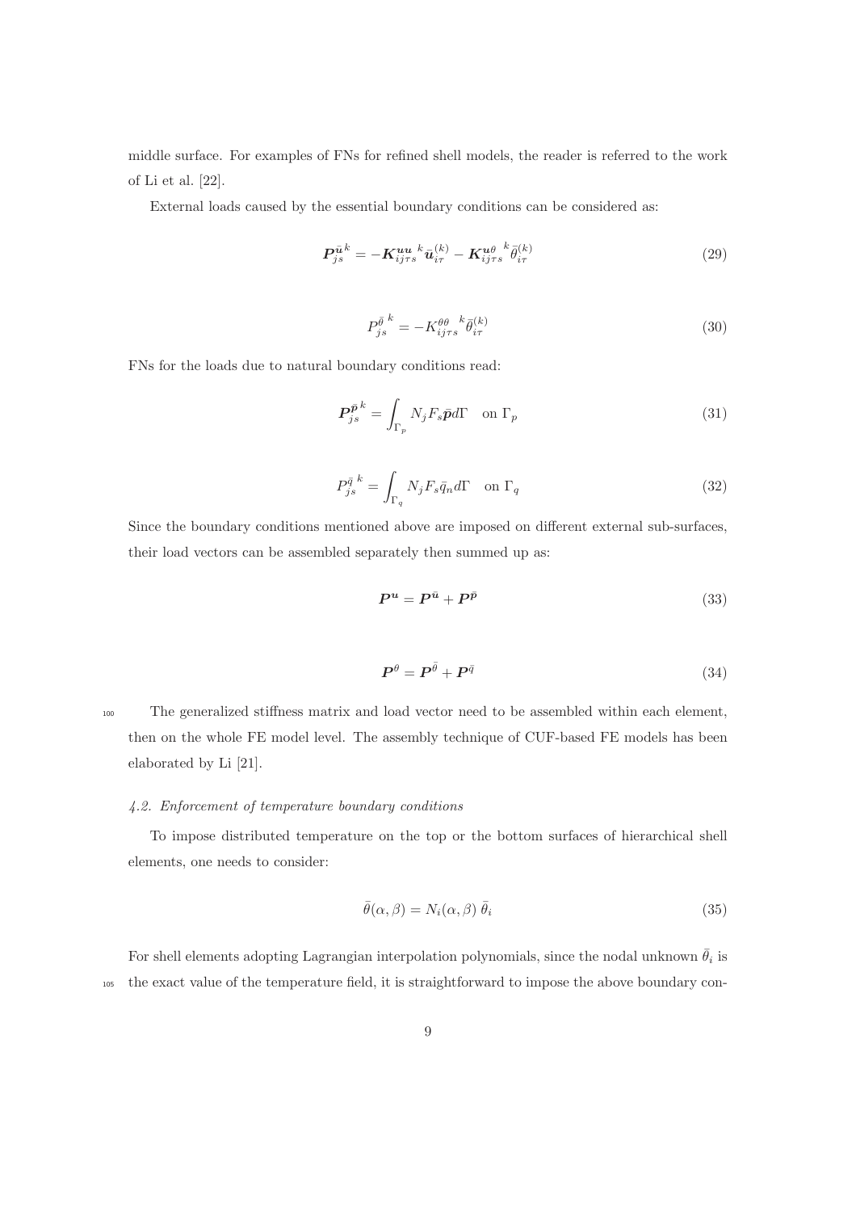middle surface. For examples of FNs for refined shell models, the reader is referred to the work of Li et al. [22].

External loads caused by the essential boundary conditions can be considered as:

$$\boldsymbol{P}_{js}^{\bar{\boldsymbol{u}}\,k} = -\boldsymbol{K}_{ij\tau s}^{\boldsymbol{uu}\ \ k}\bar{\boldsymbol{u}}_{i\tau}^{(k)} - \boldsymbol{K}_{ij\tau s}^{\boldsymbol{u}\theta\ \ k}\bar{\theta}_{i\tau}^{(k)} \tag{29}$$

$$P_{js}^{\bar{\theta}\ k} = -K_{ij\tau s}^{\theta\theta\ \ k}\bar{\theta}_{i\tau}^{(k)} \tag{30}$$

FNs for the loads due to natural boundary conditions read:

$$\boldsymbol{P}_{js}^{\bar{\boldsymbol{p}}\,k} = \int_{\Gamma_p} N_j F_s \bar{\boldsymbol{p}} d\Gamma \quad \text{on } \Gamma_p \tag{31}$$

$$P_{js}^{\bar{q}\ k} = \int_{\Gamma_q} N_j F_s \bar{q}_n d\Gamma \quad \text{on } \Gamma_q \tag{32}$$

Since the boundary conditions mentioned above are imposed on different external sub-surfaces, their load vectors can be assembled separately then summed up as:

$$\boldsymbol{P}^{\boldsymbol{u}} = \boldsymbol{P}^{\bar{\boldsymbol{u}}} + \boldsymbol{P}^{\bar{\boldsymbol{p}}} \tag{33}$$

$$\boldsymbol{P}^{\theta} = \boldsymbol{P}^{\bar{\theta}} + \boldsymbol{P}^{\bar{q}} \tag{34}$$

The generalized stiffness matrix and load vector need to be assembled within each element, then on the whole FE model level. The assembly technique of CUF-based FE models has been elaborated by Li [21].

#### *4.2. Enforcement of temperature boundary conditions*

To impose distributed temperature on the top or the bottom surfaces of hierarchical shell elements, one needs to consider:

$$\bar{\theta}(\alpha, \beta) = N_i(\alpha, \beta)\, \bar{\theta}_i \tag{35}$$

For shell elements adopting Lagrangian interpolation polynomials, since the nodal unknown $\bar{\theta}_i$ is the exact value of the temperature field, it is straightforward to impose the above boundary con-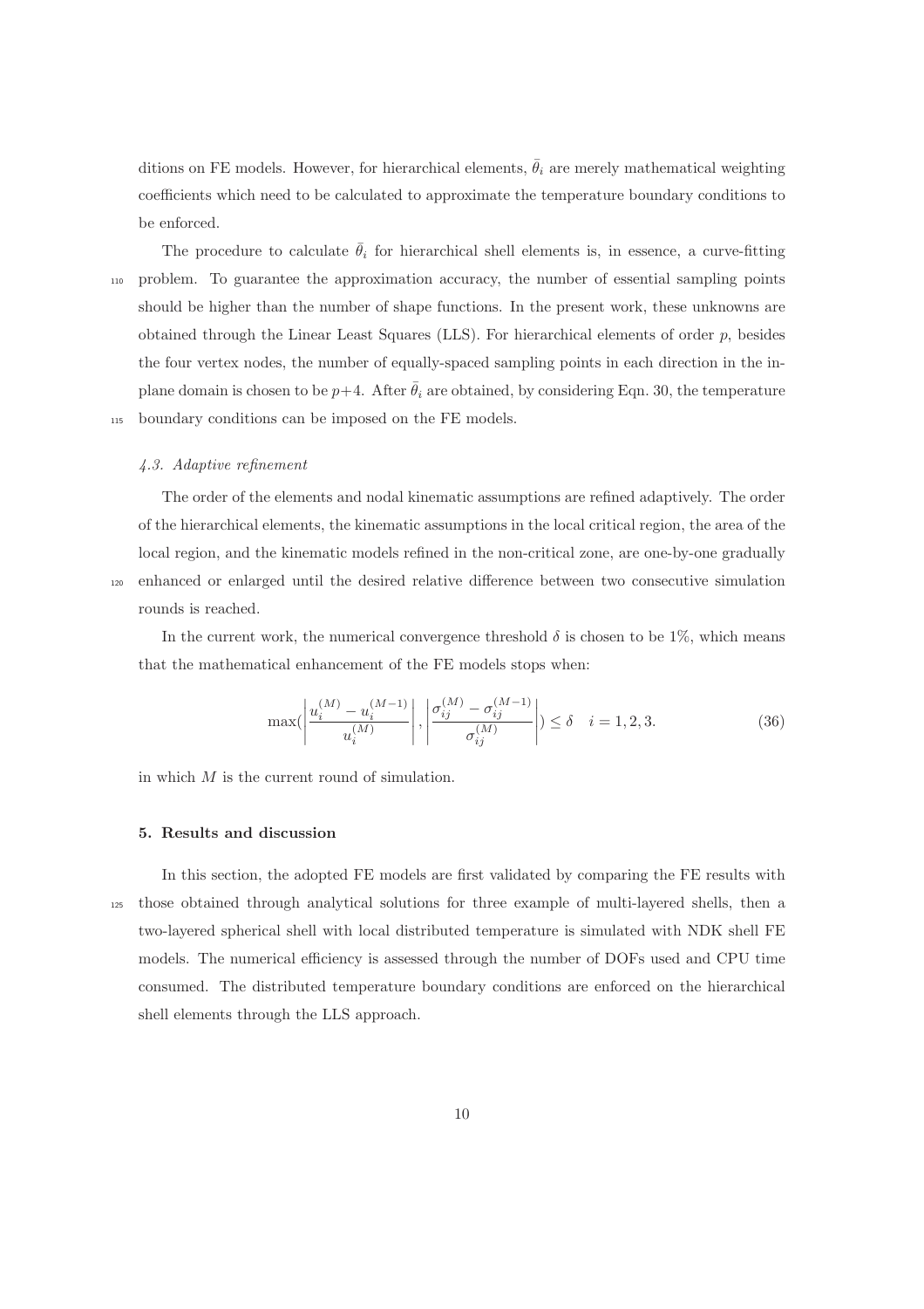ditions on FE models. However, for hierarchical elements, $\bar{\theta}_i$ are merely mathematical weighting coefficients which need to be calculated to approximate the temperature boundary conditions to be enforced.

The procedure to calculate $\bar{\theta}_i$ for hierarchical shell elements is, in essence, a curve-fitting problem. To guarantee the approximation accuracy, the number of essential sampling points should be higher than the number of shape functions. In the present work, these unknowns are obtained through the Linear Least Squares (LLS). For hierarchical elements of order $p$, besides the four vertex nodes, the number of equally-spaced sampling points in each direction in the in-plane domain is chosen to be $p+4$. After $\bar{\theta}_i$ are obtained, by considering Eqn. 30, the temperature boundary conditions can be imposed on the FE models.

### *4.3. Adaptive refinement*

The order of the elements and nodal kinematic assumptions are refined adaptively. The order of the hierarchical elements, the kinematic assumptions in the local critical region, the area of the local region, and the kinematic models refined in the non-critical zone, are one-by-one gradually enhanced or enlarged until the desired relative difference between two consecutive simulation rounds is reached.

In the current work, the numerical convergence threshold $\delta$ is chosen to be 1%, which means that the mathematical enhancement of the FE models stops when:

$$\max\left(\left|\frac{u_i^{(M)} - u_i^{(M-1)}}{u_i^{(M)}}\right|, \left|\frac{\sigma_{ij}^{(M)} - \sigma_{ij}^{(M-1)}}{\sigma_{ij}^{(M)}}\right|\right) \leq \delta \quad i = 1, 2, 3. \tag{36}$$

in which $M$ is the current round of simulation.

## 5. Results and discussion

In this section, the adopted FE models are first validated by comparing the FE results with those obtained through analytical solutions for three example of multi-layered shells, then a two-layered spherical shell with local distributed temperature is simulated with NDK shell FE models. The numerical efficiency is assessed through the number of DOFs used and CPU time consumed. The distributed temperature boundary conditions are enforced on the hierarchical shell elements through the LLS approach.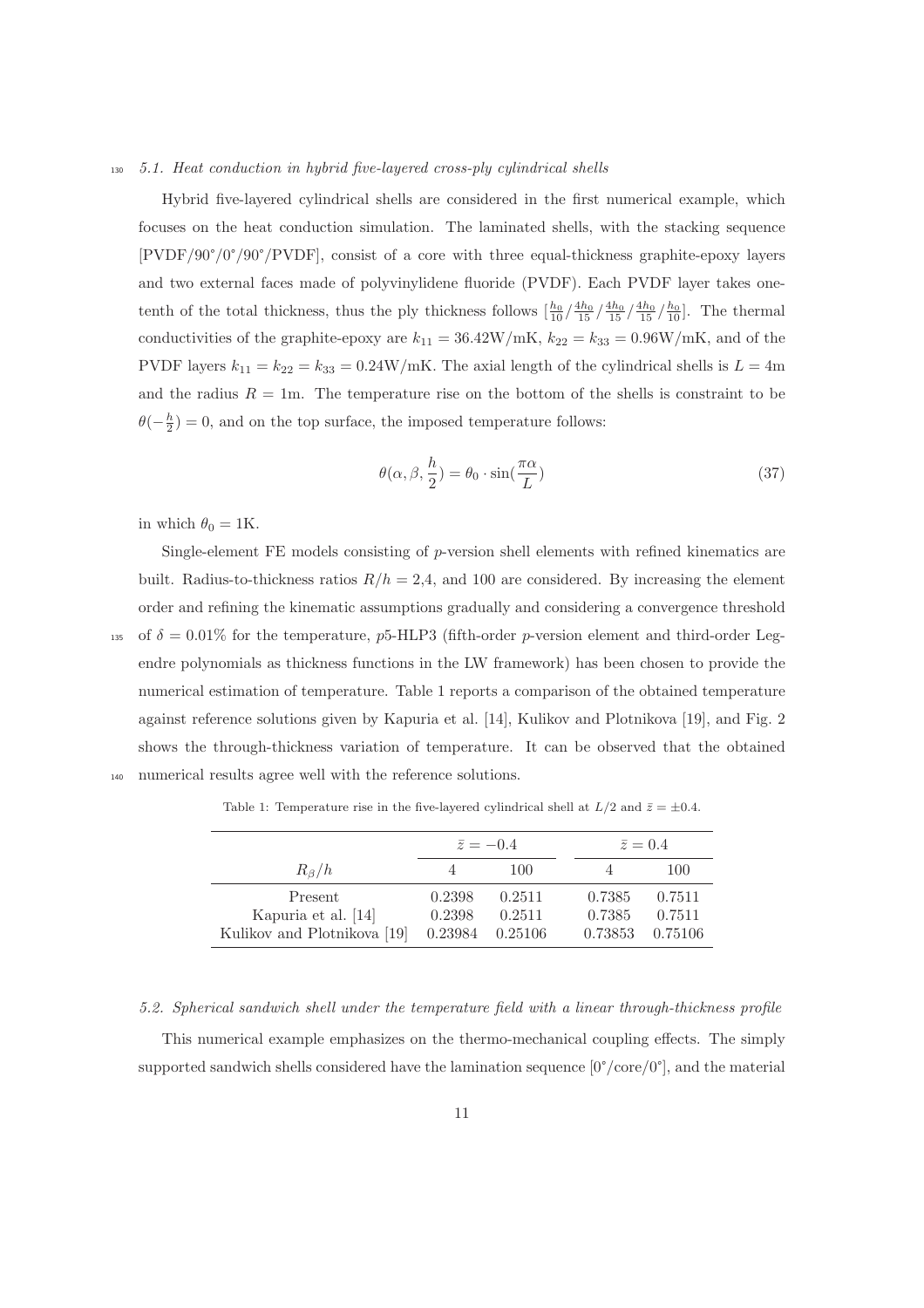### 5.1. Heat conduction in hybrid five-layered cross-ply cylindrical shells

Hybrid five-layered cylindrical shells are considered in the first numerical example, which focuses on the heat conduction simulation. The laminated shells, with the stacking sequence [PVDF/90°/0°/90°/PVDF], consist of a core with three equal-thickness graphite-epoxy layers and two external faces made of polyvinylidene fluoride (PVDF). Each PVDF layer takes one-tenth of the total thickness, thus the ply thickness follows $[\frac{h_0}{10}/\frac{4h_0}{15}/\frac{4h_0}{15}/\frac{4h_0}{15}/\frac{h_0}{10}]$. The thermal conductivities of the graphite-epoxy are $k_{11} = 36.42$W/mK, $k_{22} = k_{33} = 0.96$W/mK, and of the PVDF layers $k_{11} = k_{22} = k_{33} = 0.24$W/mK. The axial length of the cylindrical shells is $L = 4$m and the radius $R = 1$m. The temperature rise on the bottom of the shells is constraint to be $\theta(-\frac{h}{2}) = 0$, and on the top surface, the imposed temperature follows:

$$\theta(\alpha, \beta, \frac{h}{2}) = \theta_0 \cdot \sin(\frac{\pi\alpha}{L}) \tag{37}$$

in which $\theta_0 = 1$K.

Single-element FE models consisting of $p$-version shell elements with refined kinematics are built. Radius-to-thickness ratios $R/h$ = 2,4, and 100 are considered. By increasing the element order and refining the kinematic assumptions gradually and considering a convergence threshold of $\delta = 0.01\%$ for the temperature, $p$5-HLP3 (fifth-order $p$-version element and third-order Legendre polynomials as thickness functions in the LW framework) has been chosen to provide the numerical estimation of temperature. Table 1 reports a comparison of the obtained temperature against reference solutions given by Kapuria et al. [14], Kulikov and Plotnikova [19], and Fig. 2 shows the through-thickness variation of temperature. It can be observed that the obtained numerical results agree well with the reference solutions.

Table 1: Temperature rise in the five-layered cylindrical shell at $L/2$ and $\bar{z} = \pm 0.4$.

| | $\bar{z} = -0.4$ | | $\bar{z} = 0.4$ | |
|---|---|---|---|---|
| $R_\beta/h$ | 4 | 100 | 4 | 100 |
| Present | 0.2398 | 0.2511 | 0.7385 | 0.7511 |
| Kapuria et al. [14] | 0.2398 | 0.2511 | 0.7385 | 0.7511 |
| Kulikov and Plotnikova [19] | 0.23984 | 0.25106 | 0.73853 | 0.75106 |

### 5.2. Spherical sandwich shell under the temperature field with a linear through-thickness profile

This numerical example emphasizes on the thermo-mechanical coupling effects. The simply supported sandwich shells considered have the lamination sequence [0°/core/0°], and the material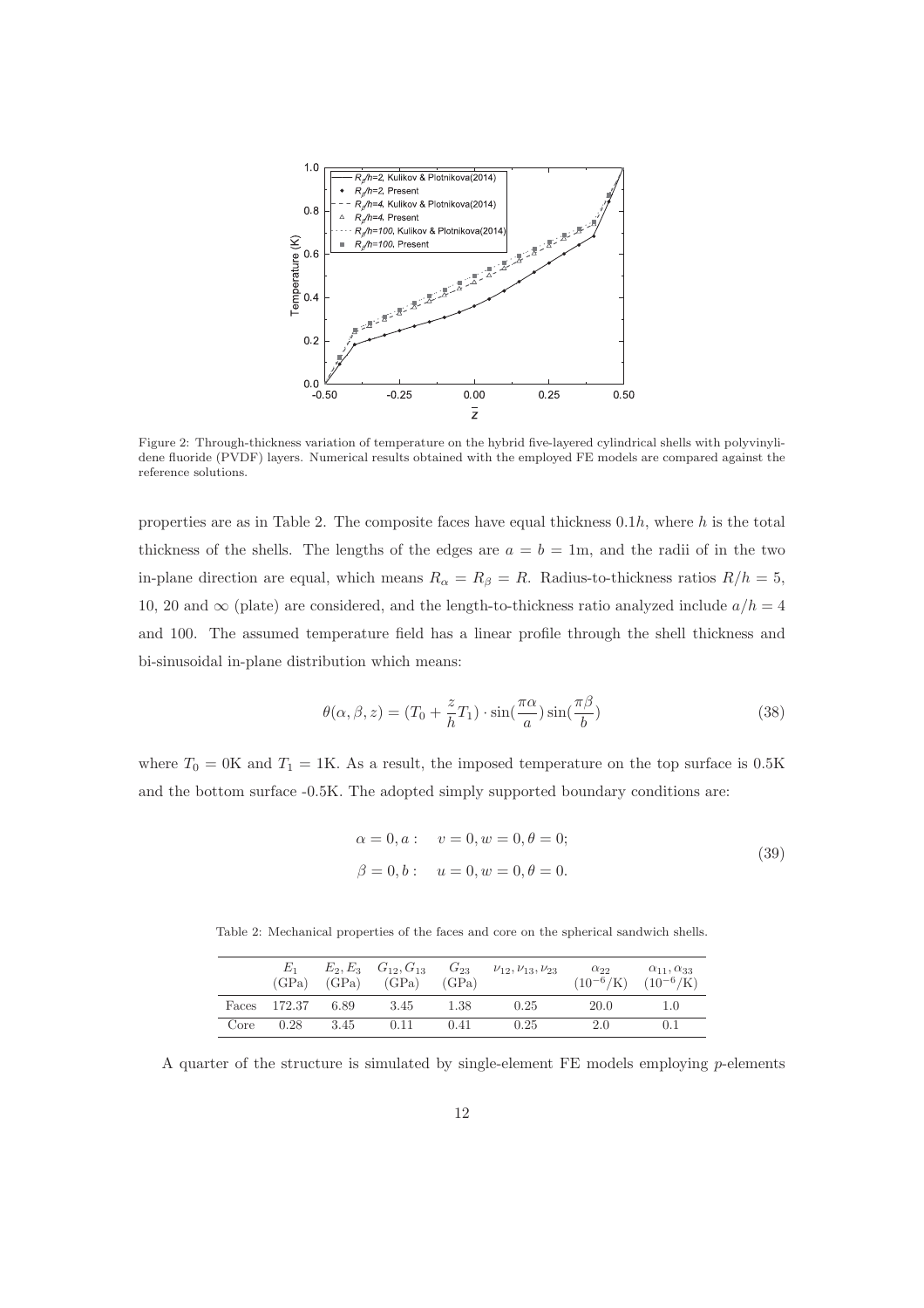Figure 2: Through-thickness variation of temperature on the hybrid five-layered cylindrical shells with polyvinylidene fluoride (PVDF) layers. Numerical results obtained with the employed FE models are compared against the reference solutions.

properties are as in Table 2. The composite faces have equal thickness $0.1h$, where $h$ is the total thickness of the shells. The lengths of the edges are $a = b = 1$m, and the radii of in the two in-plane direction are equal, which means $R_\alpha = R_\beta = R$. Radius-to-thickness ratios $R/h = 5$, 10, 20 and $\infty$ (plate) are considered, and the length-to-thickness ratio analyzed include $a/h = 4$ and 100. The assumed temperature field has a linear profile through the shell thickness and bi-sinusoidal in-plane distribution which means:

$$\theta(\alpha, \beta, z) = (T_0 + \frac{z}{h}T_1) \cdot \sin(\frac{\pi\alpha}{a})\sin(\frac{\pi\beta}{b}) \tag{38}$$

where $T_0 = 0$K and $T_1 = 1$K. As a result, the imposed temperature on the top surface is 0.5K and the bottom surface -0.5K. The adopted simply supported boundary conditions are:

$$\begin{aligned} \alpha = 0, a: \quad & v = 0, w = 0, \theta = 0; \\ \beta = 0, b: \quad & u = 0, w = 0, \theta = 0. \end{aligned} \tag{39}$$

Table 2: Mechanical properties of the faces and core on the spherical sandwich shells.

| | $E_1$ (GPa) | $E_2, E_3$ (GPa) | $G_{12}, G_{13}$ (GPa) | $G_{23}$ (GPa) | $\nu_{12}, \nu_{13}, \nu_{23}$ | $\alpha_{22}$ $(10^{-6}/\text{K})$ | $\alpha_{11}, \alpha_{33}$ $(10^{-6}/\text{K})$ |
|---|---|---|---|---|---|---|---|
| Faces | 172.37 | 6.89 | 3.45 | 1.38 | 0.25 | 20.0 | 1.0 |
| Core | 0.28 | 3.45 | 0.11 | 0.41 | 0.25 | 2.0 | 0.1 |

A quarter of the structure is simulated by single-element FE models employing $p$-elements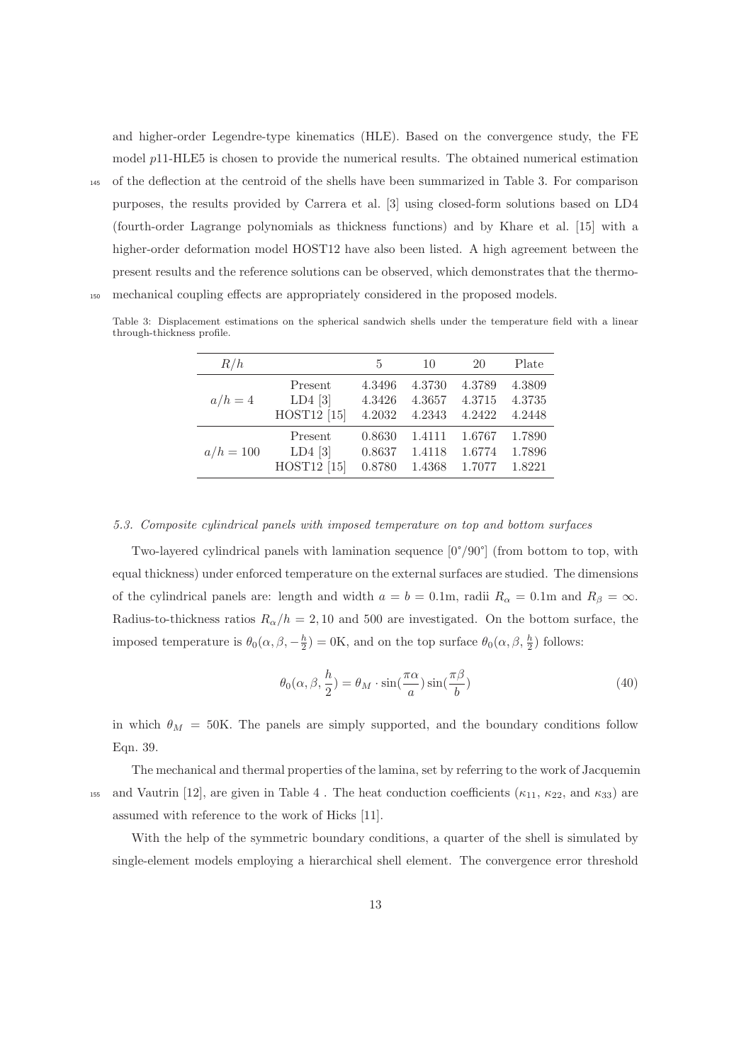and higher-order Legendre-type kinematics (HLE). Based on the convergence study, the FE model $p11$-HLE5 is chosen to provide the numerical results. The obtained numerical estimation of the deflection at the centroid of the shells have been summarized in Table 3. For comparison purposes, the results provided by Carrera et al. [3] using closed-form solutions based on LD4 (fourth-order Lagrange polynomials as thickness functions) and by Khare et al. [15] with a higher-order deformation model HOST12 have also been listed. A high agreement between the present results and the reference solutions can be observed, which demonstrates that the thermo-mechanical coupling effects are appropriately considered in the proposed models.

Table 3: Displacement estimations on the spherical sandwich shells under the temperature field with a linear through-thickness profile.

| $R/h$ | | 5 | 10 | 20 | Plate |
|---|---|---|---|---|---|
| $a/h = 4$ | Present | 4.3496 | 4.3730 | 4.3789 | 4.3809 |
| | LD4 [3] | 4.3426 | 4.3657 | 4.3715 | 4.3735 |
| | HOST12 [15] | 4.2032 | 4.2343 | 4.2422 | 4.2448 |
| $a/h = 100$ | Present | 0.8630 | 1.4111 | 1.6767 | 1.7890 |
| | LD4 [3] | 0.8637 | 1.4118 | 1.6774 | 1.7896 |
| | HOST12 [15] | 0.8780 | 1.4368 | 1.7077 | 1.8221 |

### *5.3. Composite cylindrical panels with imposed temperature on top and bottom surfaces*

Two-layered cylindrical panels with lamination sequence [0°/90°] (from bottom to top, with equal thickness) under enforced temperature on the external surfaces are studied. The dimensions of the cylindrical panels are: length and width $a = b = 0.1$m, radii $R_\alpha = 0.1$m and $R_\beta = \infty$. Radius-to-thickness ratios $R_\alpha/h = 2, 10$ and 500 are investigated. On the bottom surface, the imposed temperature is $\theta_0(\alpha, \beta, -\frac{h}{2}) = 0$K, and on the top surface $\theta_0(\alpha, \beta, \frac{h}{2})$ follows:

$$\theta_0(\alpha, \beta, \frac{h}{2}) = \theta_M \cdot \sin(\frac{\pi\alpha}{a})\sin(\frac{\pi\beta}{b}) \tag{40}$$

in which $\theta_M = 50$K. The panels are simply supported, and the boundary conditions follow Eqn. 39.

The mechanical and thermal properties of the lamina, set by referring to the work of Jacquemin and Vautrin [12], are given in Table 4 . The heat conduction coefficients ($\kappa_{11}$, $\kappa_{22}$, and $\kappa_{33}$) are assumed with reference to the work of Hicks [11].

With the help of the symmetric boundary conditions, a quarter of the shell is simulated by single-element models employing a hierarchical shell element. The convergence error threshold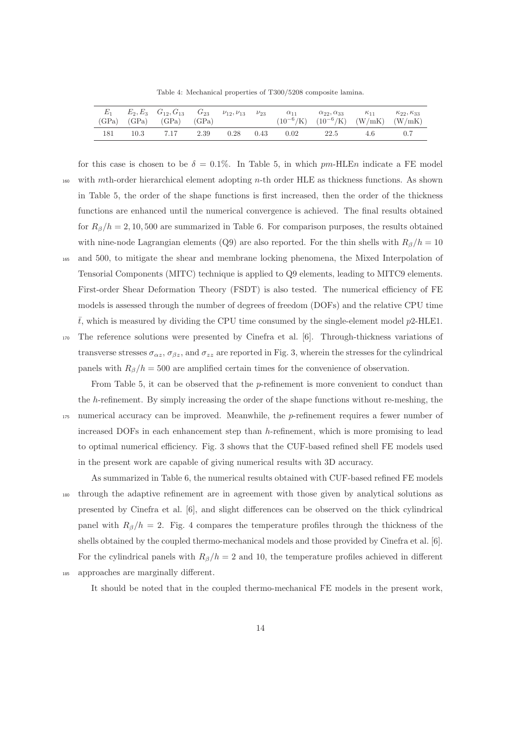Table 4: Mechanical properties of T300/5208 composite lamina.

| $E_1$ (GPa) | $E_2, E_3$ (GPa) | $G_{12}, G_{13}$ (GPa) | $G_{23}$ (GPa) | $\nu_{12}, \nu_{13}$ | $\nu_{23}$ | $\alpha_{11}$ ($10^{-6}$/K) | $\alpha_{22}, \alpha_{33}$ ($10^{-6}$/K) | $\kappa_{11}$ (W/mK) | $\kappa_{22}, \kappa_{33}$ (W/mK) |
|---|---|---|---|---|---|---|---|---|---|
| 181 | 10.3 | 7.17 | 2.39 | 0.28 | 0.43 | 0.02 | 22.5 | 4.6 | 0.7 |

for this case is chosen to be $\delta = 0.1\%$. In Table 5, in which $pm$-HLE$n$ indicate a FE model with $m$th-order hierarchical element adopting $n$-th order HLE as thickness functions. As shown in Table 5, the order of the shape functions is first increased, then the order of the thickness functions are enhanced until the numerical convergence is achieved. The final results obtained for $R_\beta/h = 2, 10, 500$ are summarized in Table 6. For comparison purposes, the results obtained with nine-node Lagrangian elements (Q9) are also reported. For the thin shells with $R_\beta/h = 10$ and 500, to mitigate the shear and membrane locking phenomena, the Mixed Interpolation of Tensorial Components (MITC) technique is applied to Q9 elements, leading to MITC9 elements. First-order Shear Deformation Theory (FSDT) is also tested. The numerical efficiency of FE models is assessed through the number of degrees of freedom (DOFs) and the relative CPU time $\bar{t}$, which is measured by dividing the CPU time consumed by the single-element model $p$2-HLE1. The reference solutions were presented by Cinefra et al. [6]. Through-thickness variations of transverse stresses $\sigma_{\alpha z}$, $\sigma_{\beta z}$, and $\sigma_{zz}$ are reported in Fig. 3, wherein the stresses for the cylindrical panels with $R_\beta/h = 500$ are amplified certain times for the convenience of observation.

From Table 5, it can be observed that the $p$-refinement is more convenient to conduct than the $h$-refinement. By simply increasing the order of the shape functions without re-meshing, the numerical accuracy can be improved. Meanwhile, the $p$-refinement requires a fewer number of increased DOFs in each enhancement step than $h$-refinement, which is more promising to lead to optimal numerical efficiency. Fig. 3 shows that the CUF-based refined shell FE models used in the present work are capable of giving numerical results with 3D accuracy.

As summarized in Table 6, the numerical results obtained with CUF-based refined FE models through the adaptive refinement are in agreement with those given by analytical solutions as presented by Cinefra et al. [6], and slight differences can be observed on the thick cylindrical panel with $R_\beta/h = 2$. Fig. 4 compares the temperature profiles through the thickness of the shells obtained by the coupled thermo-mechanical models and those provided by Cinefra et al. [6]. For the cylindrical panels with $R_\beta/h = 2$ and 10, the temperature profiles achieved in different approaches are marginally different.

It should be noted that in the coupled thermo-mechanical FE models in the present work,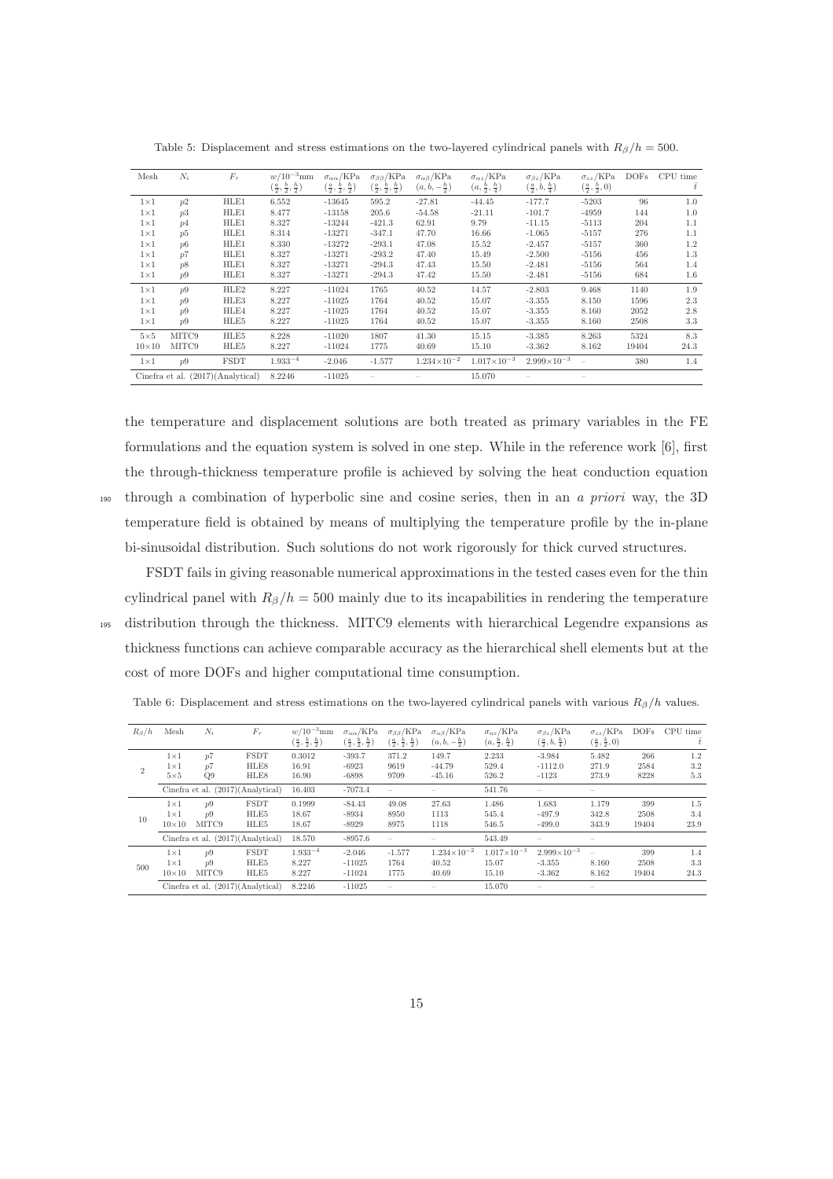Table 5: Displacement and stress estimations on the two-layered cylindrical panels with $R_\beta/h = 500$.

| Mesh | $N_i$ | $F_\tau$ | $w/10^{-3}$mm $(\frac{a}{2},\frac{b}{2},\frac{h}{2})$ | $\sigma_{\alpha\alpha}$/KPa $(\frac{a}{2},\frac{b}{2},\frac{h}{2})$ | $\sigma_{\beta\beta}$/KPa $(\frac{a}{2},\frac{b}{2},\frac{h}{2})$ | $\sigma_{\alpha\beta}$/KPa $(a,b,-\frac{h}{2})$ | $\sigma_{\alpha z}$/KPa $(a,\frac{b}{2},\frac{h}{4})$ | $\sigma_{\beta z}$/KPa $(\frac{a}{2},b,\frac{h}{4})$ | $\sigma_{zz}$/KPa $(\frac{a}{2},\frac{b}{2},0)$ | DOFs | CPU time $\bar{t}$ |
|---|---|---|---|---|---|---|---|---|---|---|---|
| 1×1 | $p2$ | HLE1 | 6.552 | -13645 | 595.2 | -27.81 | -44.45 | -177.7 | -5203 | 96 | 1.0 |
| 1×1 | $p3$ | HLE1 | 8.477 | -13158 | 205.6 | -54.58 | -21.11 | -101.7 | -4959 | 144 | 1.0 |
| 1×1 | $p4$ | HLE1 | 8.327 | -13244 | -421.3 | 62.91 | 9.79 | -11.15 | -5113 | 204 | 1.1 |
| 1×1 | $p5$ | HLE1 | 8.314 | -13271 | -347.1 | 47.70 | 16.66 | -1.065 | -5157 | 276 | 1.1 |
| 1×1 | $p6$ | HLE1 | 8.330 | -13272 | -293.1 | 47.08 | 15.52 | -2.457 | -5157 | 360 | 1.2 |
| 1×1 | $p7$ | HLE1 | 8.327 | -13271 | -293.2 | 47.40 | 15.49 | -2.500 | -5156 | 456 | 1.3 |
| 1×1 | $p8$ | HLE1 | 8.327 | -13271 | -294.3 | 47.43 | 15.50 | -2.481 | -5156 | 564 | 1.4 |
| 1×1 | $p9$ | HLE1 | 8.327 | -13271 | -294.3 | 47.42 | 15.50 | -2.481 | -5156 | 684 | 1.6 |
| 1×1 | $p9$ | HLE2 | 8.227 | -11024 | 1765 | 40.52 | 14.57 | -2.803 | 9.468 | 1140 | 1.9 |
| 1×1 | $p9$ | HLE3 | 8.227 | -11025 | 1764 | 40.52 | 15.07 | -3.355 | 8.150 | 1596 | 2.3 |
| 1×1 | $p9$ | HLE4 | 8.227 | -11025 | 1764 | 40.52 | 15.07 | -3.355 | 8.160 | 2052 | 2.8 |
| 1×1 | $p9$ | HLE5 | 8.227 | -11025 | 1764 | 40.52 | 15.07 | -3.355 | 8.160 | 2508 | 3.3 |
| 5×5 | MITC9 | HLE5 | 8.228 | -11020 | 1807 | 41.30 | 15.15 | -3.385 | 8.263 | 5324 | 8.3 |
| 10×10 | MITC9 | HLE5 | 8.227 | -11024 | 1775 | 40.69 | 15.10 | -3.362 | 8.162 | 19404 | 24.3 |
| 1×1 | $p9$ | FSDT | $1.933^{-4}$ | -2.046 | -1.577 | $1.234\times10^{-2}$ | $1.017\times10^{-3}$ | $2.999\times10^{-3}$ | – | 380 | 1.4 |
| Cinefra et al. (2017)(Analytical) | | | 8.2246 | -11025 | – | – | 15.070 | – | – | | |

the temperature and displacement solutions are both treated as primary variables in the FE formulations and the equation system is solved in one step. While in the reference work [6], first the through-thickness temperature profile is achieved by solving the heat conduction equation through a combination of hyperbolic sine and cosine series, then in an *a priori* way, the 3D temperature field is obtained by means of multiplying the temperature profile by the in-plane bi-sinusoidal distribution. Such solutions do not work rigorously for thick curved structures.

FSDT fails in giving reasonable numerical approximations in the tested cases even for the thin cylindrical panel with $R_\beta/h = 500$ mainly due to its incapabilities in rendering the temperature distribution through the thickness. MITC9 elements with hierarchical Legendre expansions as thickness functions can achieve comparable accuracy as the hierarchical shell elements but at the cost of more DOFs and higher computational time consumption.

Table 6: Displacement and stress estimations on the two-layered cylindrical panels with various $R_\beta/h$ values.

| $R_\beta/h$ | Mesh | $N_i$ | $F_\tau$ | $w/10^{-3}$mm $(\frac{a}{2},\frac{b}{2},\frac{h}{2})$ | $\sigma_{\alpha\alpha}$/KPa $(\frac{a}{2},\frac{b}{2},\frac{h}{2})$ | $\sigma_{\beta\beta}$/KPa $(\frac{a}{2},\frac{b}{2},\frac{h}{2})$ | $\sigma_{\alpha\beta}$/KPa $(a,b,-\frac{h}{2})$ | $\sigma_{\alpha z}$/KPa $(a,\frac{b}{2},\frac{h}{4})$ | $\sigma_{\beta z}$/KPa $(\frac{a}{2},b,\frac{h}{4})$ | $\sigma_{zz}$/KPa $(\frac{a}{2},\frac{b}{2},0)$ | DOFs | CPU time $\bar{t}$ |
|---|---|---|---|---|---|---|---|---|---|---|---|---|
| 2 | 1×1 | $p7$ | FSDT | 0.3012 | -393.7 | 371.2 | 149.7 | 2.233 | -3.984 | 5.482 | 266 | 1.2 |
| | 1×1 | $p7$ | HLE8 | 16.91 | -6923 | 9619 | -44.79 | 529.4 | -1112.0 | 271.9 | 2584 | 3.2 |
| | 5×5 | Q9 | HLE8 | 16.90 | -6898 | 9709 | -45.16 | 526.2 | -1123 | 273.9 | 8228 | 5.3 |
| | Cinefra et al. (2017)(Analytical) | | | 16.403 | -7073.4 | – | – | 541.76 | – | – | | |
| 10 | 1×1 | $p9$ | FSDT | 0.1999 | -84.43 | 49.08 | 27.63 | 1.486 | 1.683 | 1.179 | 399 | 1.5 |
| | 1×1 | $p9$ | HLE5 | 18.67 | -8934 | 8950 | 1113 | 545.4 | -497.9 | 342.8 | 2508 | 3.4 |
| | 10×10 | MITC9 | HLE5 | 18.67 | -8929 | 8975 | 1118 | 546.5 | -499.0 | 343.9 | 19404 | 23.9 |
| | Cinefra et al. (2017)(Analytical) | | | 18.570 | -8957.6 | – | – | 543.49 | – | – | | |
| 500 | 1×1 | $p9$ | FSDT | $1.933^{-4}$ | -2.046 | -1.577 | $1.234\times10^{-2}$ | $1.017\times10^{-3}$ | $2.999\times10^{-3}$ | – | 399 | 1.4 |
| | 1×1 | $p9$ | HLE5 | 8.227 | -11025 | 1764 | 40.52 | 15.07 | -3.355 | 8.160 | 2508 | 3.3 |
| | 10×10 | MITC9 | HLE5 | 8.227 | -11024 | 1775 | 40.69 | 15.10 | -3.362 | 8.162 | 19404 | 24.3 |
| | Cinefra et al. (2017)(Analytical) | | | 8.2246 | -11025 | – | – | 15.070 | – | – | | |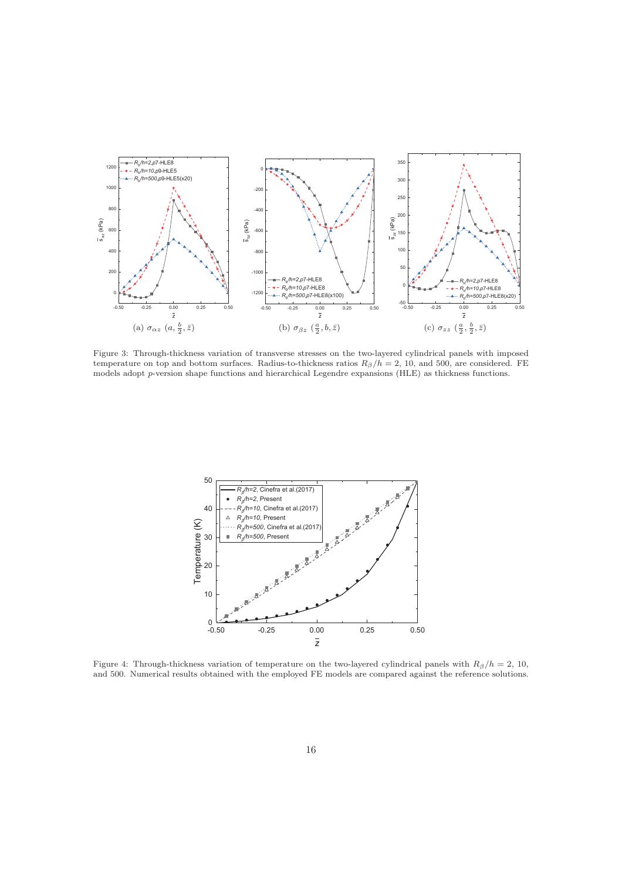(a) $\sigma_{\alpha z}$ $(a, \frac{b}{2}, \bar{z})$

(b) $\sigma_{\beta z}$ $(\frac{a}{2}, b, \bar{z})$

(c) $\sigma_{zz}$ $(\frac{a}{2}, \frac{b}{2}, \bar{z})$

Figure 3: Through-thickness variation of transverse stresses on the two-layered cylindrical panels with imposed temperature on top and bottom surfaces. Radius-to-thickness ratios $R_\beta/h = 2$, 10, and 500, are considered. FE models adopt $p$-version shape functions and hierarchical Legendre expansions (HLE) as thickness functions.

Figure 4: Through-thickness variation of temperature on the two-layered cylindrical panels with $R_\beta/h = 2$, 10, and 500. Numerical results obtained with the employed FE models are compared against the reference solutions.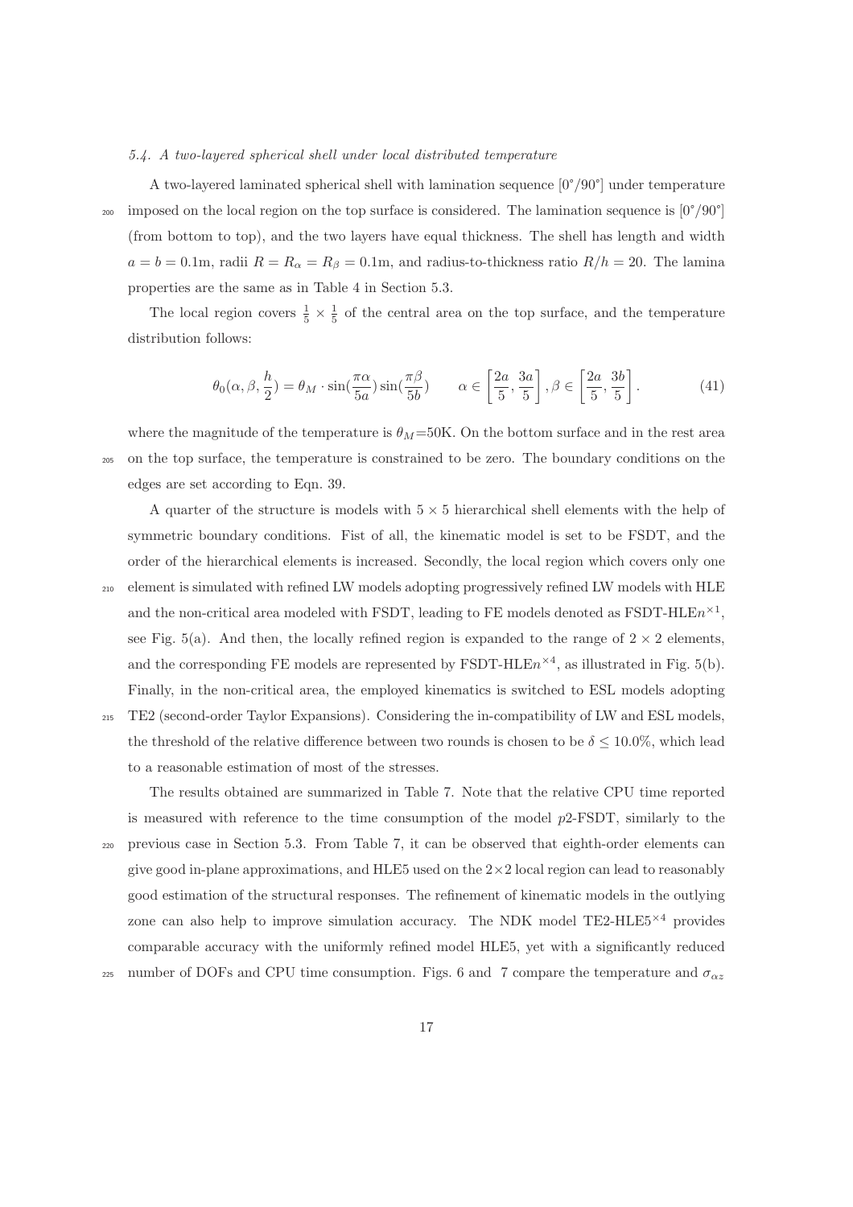### 5.4. A two-layered spherical shell under local distributed temperature

A two-layered laminated spherical shell with lamination sequence [0°/90°] under temperature imposed on the local region on the top surface is considered. The lamination sequence is [0°/90°] (from bottom to top), and the two layers have equal thickness. The shell has length and width $a = b = 0.1$m, radii $R = R_\alpha = R_\beta = 0.1$m, and radius-to-thickness ratio $R/h = 20$. The lamina properties are the same as in Table 4 in Section 5.3.

The local region covers $\frac{1}{5} \times \frac{1}{5}$ of the central area on the top surface, and the temperature distribution follows:

$$\theta_0(\alpha, \beta, \frac{h}{2}) = \theta_M \cdot \sin(\frac{\pi\alpha}{5a}) \sin(\frac{\pi\beta}{5b}) \qquad \alpha \in \left[\frac{2a}{5}, \frac{3a}{5}\right], \beta \in \left[\frac{2a}{5}, \frac{3b}{5}\right]. \tag{41}$$

where the magnitude of the temperature is $\theta_M$=50K. On the bottom surface and in the rest area on the top surface, the temperature is constrained to be zero. The boundary conditions on the edges are set according to Eqn. 39.

A quarter of the structure is models with $5 \times 5$ hierarchical shell elements with the help of symmetric boundary conditions. Fist of all, the kinematic model is set to be FSDT, and the order of the hierarchical elements is increased. Secondly, the local region which covers only one element is simulated with refined LW models adopting progressively refined LW models with HLE and the non-critical area modeled with FSDT, leading to FE models denoted as FSDT-HLE$n^{\times 1}$, see Fig. 5(a). And then, the locally refined region is expanded to the range of $2 \times 2$ elements, and the corresponding FE models are represented by FSDT-HLE$n^{\times 4}$, as illustrated in Fig. 5(b). Finally, in the non-critical area, the employed kinematics is switched to ESL models adopting TE2 (second-order Taylor Expansions). Considering the in-compatibility of LW and ESL models, the threshold of the relative difference between two rounds is chosen to be $\delta \leq 10.0\%$, which lead to a reasonable estimation of most of the stresses.

The results obtained are summarized in Table 7. Note that the relative CPU time reported is measured with reference to the time consumption of the model $p$2-FSDT, similarly to the previous case in Section 5.3. From Table 7, it can be observed that eighth-order elements can give good in-plane approximations, and HLE5 used on the $2\times2$ local region can lead to reasonably good estimation of the structural responses. The refinement of kinematic models in the outlying zone can also help to improve simulation accuracy. The NDK model TE2-HLE5$^{\times 4}$ provides comparable accuracy with the uniformly refined model HLE5, yet with a significantly reduced number of DOFs and CPU time consumption. Figs. 6 and 7 compare the temperature and $\sigma_{\alpha z}$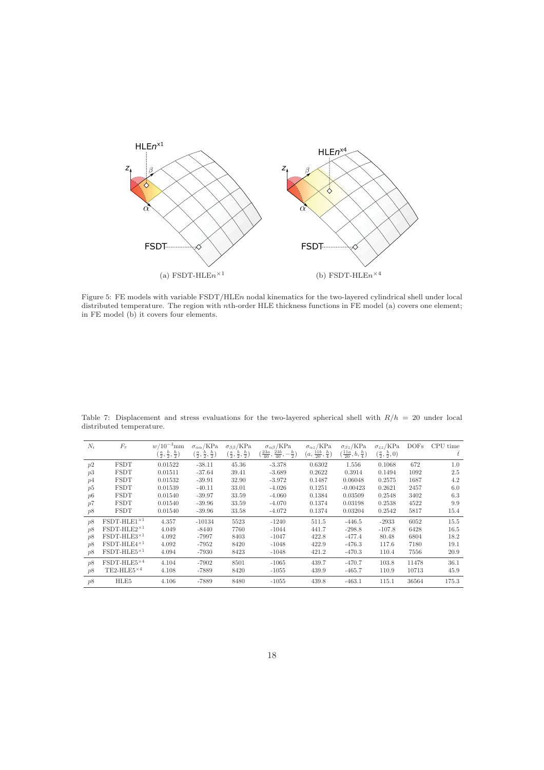Figure 5: FE models with variable FSDT/HLE$n$ nodal kinematics for the two-layered cylindrical shell under local distributed temperature. The region with $n$th-order HLE thickness functions in FE model (a) covers one element; in FE model (b) it covers four elements.

Table 7: Displacement and stress evaluations for the two-layered spherical shell with $R/h = 20$ under local distributed temperature.

| $N_i$ | $F_\tau$ | $w/10^{-3}$mm $(\frac{a}{2},\frac{b}{2},\frac{h}{2})$ | $\sigma_{\alpha\alpha}$/KPa $(\frac{a}{2},\frac{b}{2},\frac{h}{2})$ | $\sigma_{\beta\beta}$/KPa $(\frac{a}{2},\frac{b}{2},\frac{h}{2})$ | $\sigma_{\alpha\beta}$/KPa $(\frac{23a}{40},\frac{23b}{40},-\frac{h}{2})$ | $\sigma_{\alpha z}$/KPa $(a,\frac{11b}{20},\frac{h}{4})$ | $\sigma_{\beta z}$/KPa $(\frac{11a}{20},b,\frac{h}{4})$ | $\sigma_{zz}$/KPa $(\frac{a}{2},\frac{b}{2},0)$ | DOFs | CPU time $\bar{t}$ |
|---|---|---|---|---|---|---|---|---|---|---|
| $p2$ | FSDT | 0.01522 | -38.11 | 45.36 | -3.378 | 0.6302 | 1.556 | 0.1068 | 672 | 1.0 |
| $p3$ | FSDT | 0.01511 | -37.64 | 39.41 | -3.689 | 0.2622 | 0.3914 | 0.1494 | 1092 | 2.5 |
| $p4$ | FSDT | 0.01532 | -39.91 | 32.90 | -3.972 | 0.1487 | 0.06048 | 0.2575 | 1687 | 4.2 |
| $p5$ | FSDT | 0.01539 | -40.11 | 33.01 | -4.026 | 0.1251 | -0.00423 | 0.2621 | 2457 | 6.0 |
| $p6$ | FSDT | 0.01540 | -39.97 | 33.59 | -4.060 | 0.1384 | 0.03509 | 0.2548 | 3402 | 6.3 |
| $p7$ | FSDT | 0.01540 | -39.96 | 33.59 | -4.070 | 0.1374 | 0.03198 | 0.2538 | 4522 | 9.9 |
| $p8$ | FSDT | 0.01540 | -39.96 | 33.58 | -4.072 | 0.1374 | 0.03204 | 0.2542 | 5817 | 15.4 |
| $p8$ | FSDT-HLE1$^{\times 1}$ | 4.357 | -10134 | 5523 | -1240 | 511.5 | -446.5 | -2933 | 6052 | 15.5 |
| $p8$ | FSDT-HLE2$^{\times 1}$ | 4.049 | -8440 | 7760 | -1044 | 441.7 | -298.8 | -107.8 | 6428 | 16.5 |
| $p8$ | FSDT-HLE3$^{\times 1}$ | 4.092 | -7997 | 8403 | -1047 | 422.8 | -477.4 | 80.48 | 6804 | 18.2 |
| $p8$ | FSDT-HLE4$^{\times 1}$ | 4.092 | -7952 | 8420 | -1048 | 422.9 | -476.3 | 117.6 | 7180 | 19.1 |
| $p8$ | FSDT-HLE5$^{\times 1}$ | 4.094 | -7930 | 8423 | -1048 | 421.2 | -470.3 | 110.4 | 7556 | 20.9 |
| $p8$ | FSDT-HLE5$^{\times 4}$ | 4.104 | -7902 | 8501 | -1065 | 439.7 | -470.7 | 103.8 | 11478 | 36.1 |
| $p8$ | TE2-HLE5$^{\times 4}$ | 4.108 | -7889 | 8420 | -1055 | 439.9 | -465.7 | 110.9 | 10713 | 45.9 |
| $p8$ | HLE5 | 4.106 | -7889 | 8480 | -1055 | 439.8 | -463.1 | 115.1 | 36564 | 175.3 |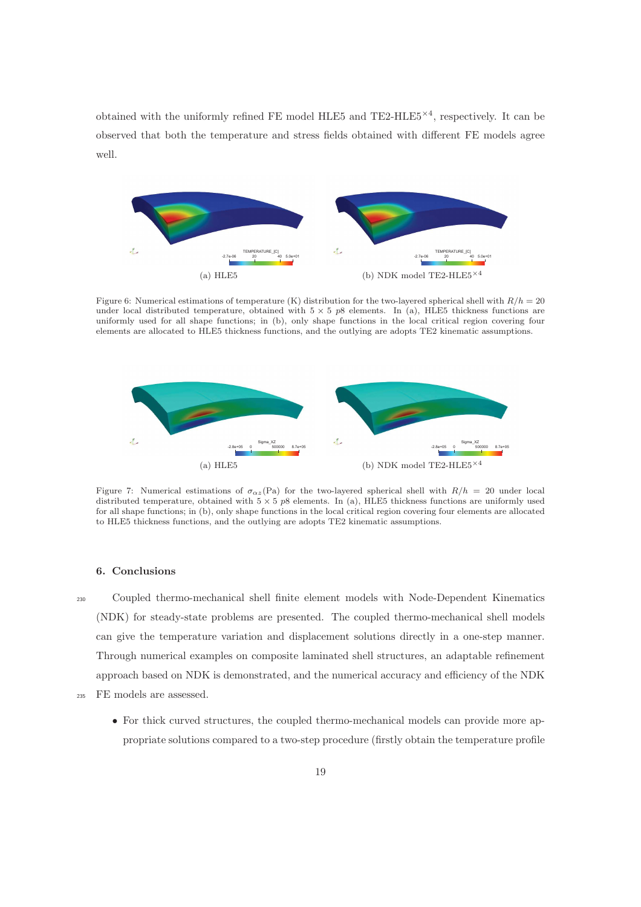obtained with the uniformly refined FE model HLE5 and TE2-HLE5$^{\times 4}$, respectively. It can be observed that both the temperature and stress fields obtained with different FE models agree well.

(a) HLE5

(b) NDK model TE2-HLE5$^{\times 4}$

Figure 6: Numerical estimations of temperature (K) distribution for the two-layered spherical shell with $R/h = 20$ under local distributed temperature, obtained with $5 \times 5$ $p8$ elements. In (a), HLE5 thickness functions are uniformly used for all shape functions; in (b), only shape functions in the local critical region covering four elements are allocated to HLE5 thickness functions, and the outlying are adopts TE2 kinematic assumptions.

(a) HLE5

(b) NDK model TE2-HLE5$^{\times 4}$

Figure 7: Numerical estimations of $\sigma_{\alpha z}$(Pa) for the two-layered spherical shell with $R/h = 20$ under local distributed temperature, obtained with $5 \times 5$ $p8$ elements. In (a), HLE5 thickness functions are uniformly used for all shape functions; in (b), only shape functions in the local critical region covering four elements are allocated to HLE5 thickness functions, and the outlying are adopts TE2 kinematic assumptions.

## 6. Conclusions

Coupled thermo-mechanical shell finite element models with Node-Dependent Kinematics (NDK) for steady-state problems are presented. The coupled thermo-mechanical shell models can give the temperature variation and displacement solutions directly in a one-step manner. Through numerical examples on composite laminated shell structures, an adaptable refinement approach based on NDK is demonstrated, and the numerical accuracy and efficiency of the NDK FE models are assessed.

- For thick curved structures, the coupled thermo-mechanical models can provide more appropriate solutions compared to a two-step procedure (firstly obtain the temperature profile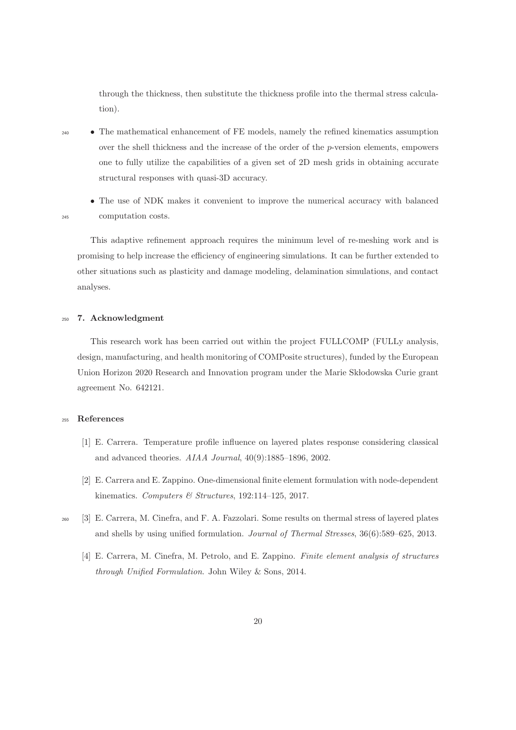through the thickness, then substitute the thickness profile into the thermal stress calculation).

- The mathematical enhancement of FE models, namely the refined kinematics assumption over the shell thickness and the increase of the order of the $p$-version elements, empowers one to fully utilize the capabilities of a given set of 2D mesh grids in obtaining accurate structural responses with quasi-3D accuracy.
- The use of NDK makes it convenient to improve the numerical accuracy with balanced computation costs.

This adaptive refinement approach requires the minimum level of re-meshing work and is promising to help increase the efficiency of engineering simulations. It can be further extended to other situations such as plasticity and damage modeling, delamination simulations, and contact analyses.

## 7. Acknowledgment

This research work has been carried out within the project FULLCOMP (FULLy analysis, design, manufacturing, and health monitoring of COMPosite structures), funded by the European Union Horizon 2020 Research and Innovation program under the Marie Skłodowska Curie grant agreement No. 642121.

## References

[1] E. Carrera. Temperature profile influence on layered plates response considering classical and advanced theories. *AIAA Journal*, 40(9):1885–1896, 2002.

[2] E. Carrera and E. Zappino. One-dimensional finite element formulation with node-dependent kinematics. *Computers & Structures*, 192:114–125, 2017.

[3] E. Carrera, M. Cinefra, and F. A. Fazzolari. Some results on thermal stress of layered plates and shells by using unified formulation. *Journal of Thermal Stresses*, 36(6):589–625, 2013.

[4] E. Carrera, M. Cinefra, M. Petrolo, and E. Zappino. *Finite element analysis of structures through Unified Formulation*. John Wiley & Sons, 2014.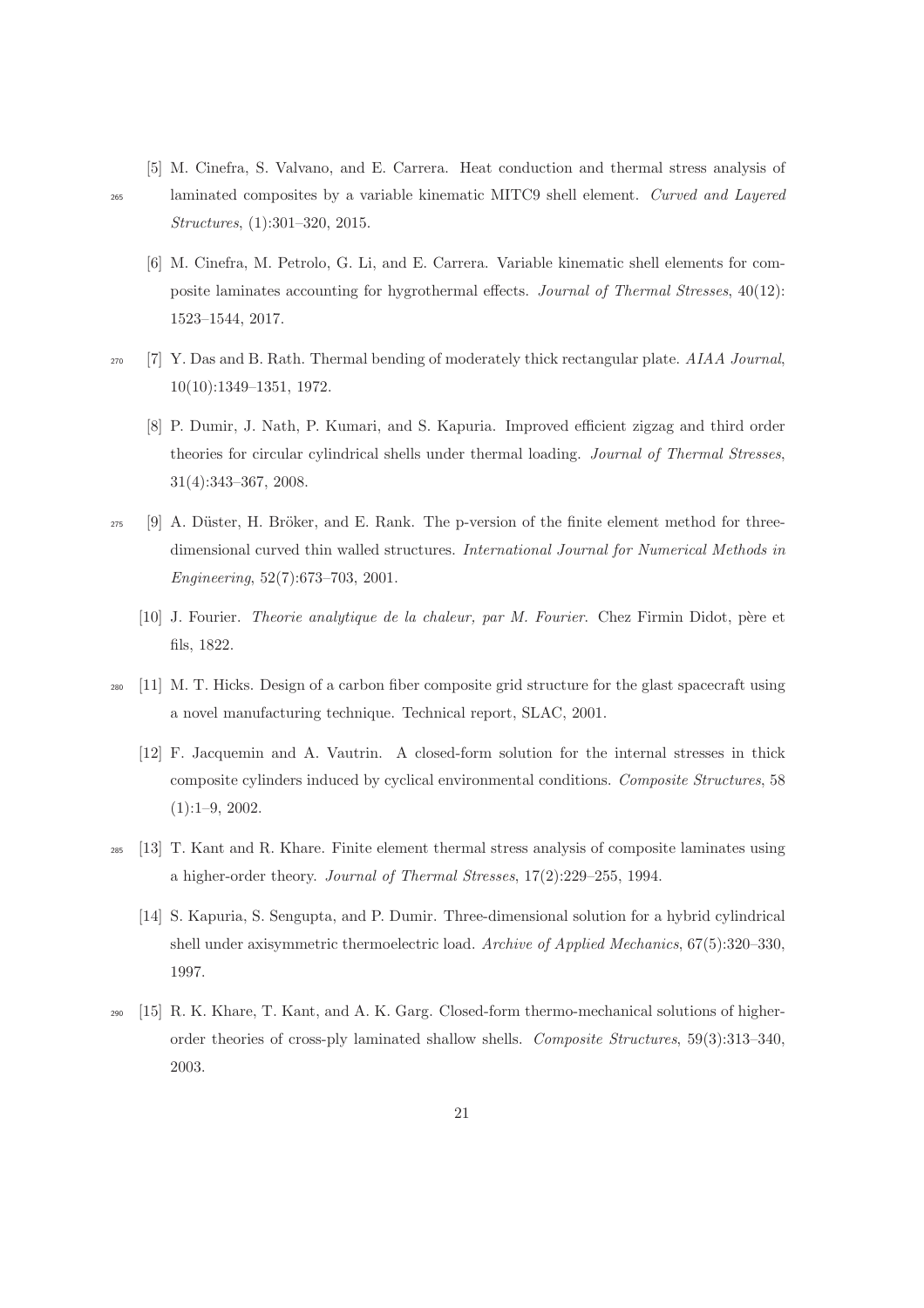[5] M. Cinefra, S. Valvano, and E. Carrera. Heat conduction and thermal stress analysis of laminated composites by a variable kinematic MITC9 shell element. *Curved and Layered Structures*, (1):301–320, 2015.

[6] M. Cinefra, M. Petrolo, G. Li, and E. Carrera. Variable kinematic shell elements for composite laminates accounting for hygrothermal effects. *Journal of Thermal Stresses*, 40(12): 1523–1544, 2017.

[7] Y. Das and B. Rath. Thermal bending of moderately thick rectangular plate. *AIAA Journal*, 10(10):1349–1351, 1972.

[8] P. Dumir, J. Nath, P. Kumari, and S. Kapuria. Improved efficient zigzag and third order theories for circular cylindrical shells under thermal loading. *Journal of Thermal Stresses*, 31(4):343–367, 2008.

[9] A. Düster, H. Bröker, and E. Rank. The p-version of the finite element method for three-dimensional curved thin walled structures. *International Journal for Numerical Methods in Engineering*, 52(7):673–703, 2001.

[10] J. Fourier. *Theorie analytique de la chaleur, par M. Fourier*. Chez Firmin Didot, père et fils, 1822.

[11] M. T. Hicks. Design of a carbon fiber composite grid structure for the glast spacecraft using a novel manufacturing technique. Technical report, SLAC, 2001.

[12] F. Jacquemin and A. Vautrin. A closed-form solution for the internal stresses in thick composite cylinders induced by cyclical environmental conditions. *Composite Structures*, 58 (1):1–9, 2002.

[13] T. Kant and R. Khare. Finite element thermal stress analysis of composite laminates using a higher-order theory. *Journal of Thermal Stresses*, 17(2):229–255, 1994.

[14] S. Kapuria, S. Sengupta, and P. Dumir. Three-dimensional solution for a hybrid cylindrical shell under axisymmetric thermoelectric load. *Archive of Applied Mechanics*, 67(5):320–330, 1997.

[15] R. K. Khare, T. Kant, and A. K. Garg. Closed-form thermo-mechanical solutions of higher-order theories of cross-ply laminated shallow shells. *Composite Structures*, 59(3):313–340, 2003.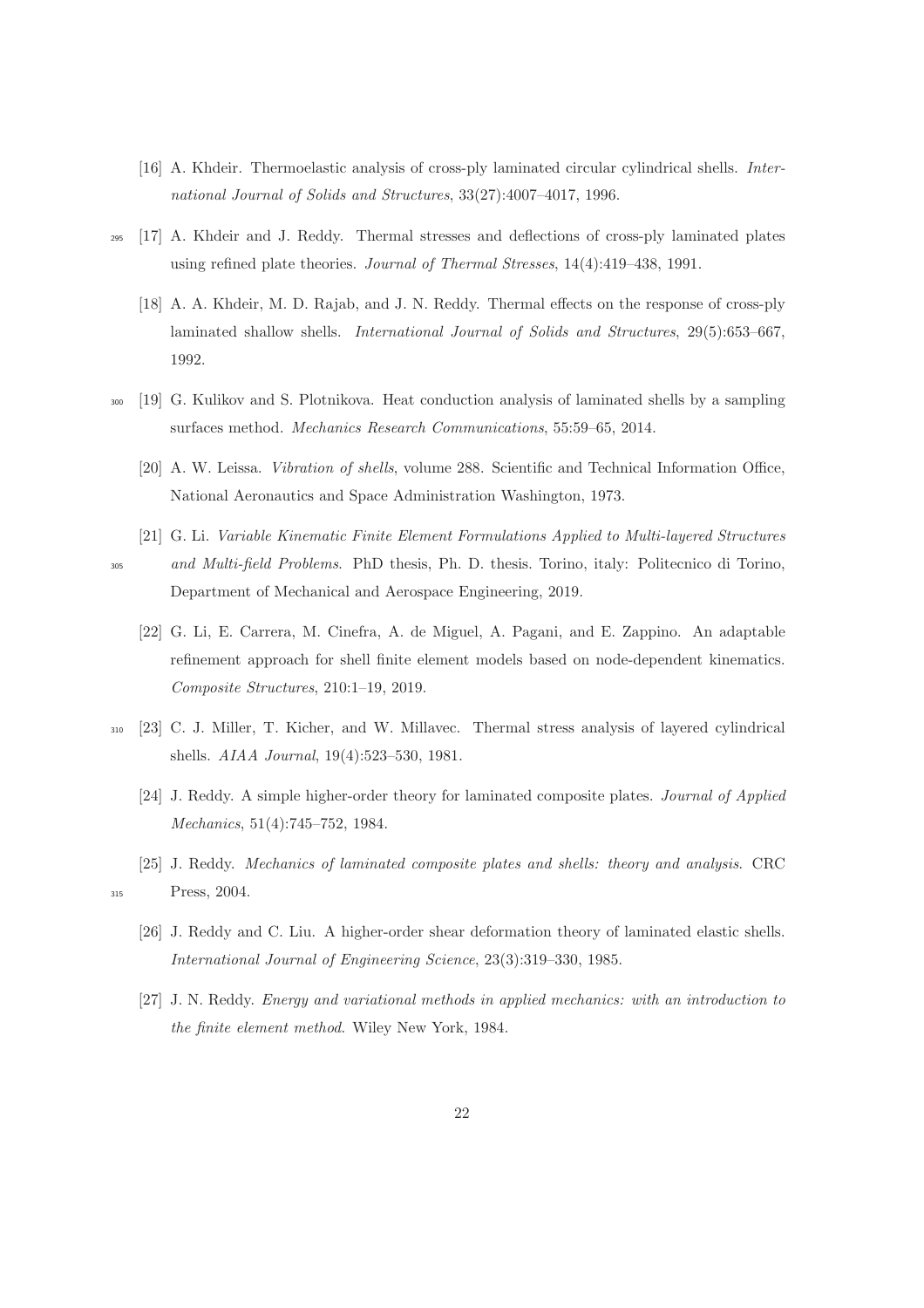[16] A. Khdeir. Thermoelastic analysis of cross-ply laminated circular cylindrical shells. *International Journal of Solids and Structures*, 33(27):4007–4017, 1996.

[17] A. Khdeir and J. Reddy. Thermal stresses and deflections of cross-ply laminated plates using refined plate theories. *Journal of Thermal Stresses*, 14(4):419–438, 1991.

[18] A. A. Khdeir, M. D. Rajab, and J. N. Reddy. Thermal effects on the response of cross-ply laminated shallow shells. *International Journal of Solids and Structures*, 29(5):653–667, 1992.

[19] G. Kulikov and S. Plotnikova. Heat conduction analysis of laminated shells by a sampling surfaces method. *Mechanics Research Communications*, 55:59–65, 2014.

[20] A. W. Leissa. *Vibration of shells*, volume 288. Scientific and Technical Information Office, National Aeronautics and Space Administration Washington, 1973.

[21] G. Li. *Variable Kinematic Finite Element Formulations Applied to Multi-layered Structures and Multi-field Problems*. PhD thesis, Ph. D. thesis. Torino, italy: Politecnico di Torino, Department of Mechanical and Aerospace Engineering, 2019.

[22] G. Li, E. Carrera, M. Cinefra, A. de Miguel, A. Pagani, and E. Zappino. An adaptable refinement approach for shell finite element models based on node-dependent kinematics. *Composite Structures*, 210:1–19, 2019.

[23] C. J. Miller, T. Kicher, and W. Millavec. Thermal stress analysis of layered cylindrical shells. *AIAA Journal*, 19(4):523–530, 1981.

[24] J. Reddy. A simple higher-order theory for laminated composite plates. *Journal of Applied Mechanics*, 51(4):745–752, 1984.

[25] J. Reddy. *Mechanics of laminated composite plates and shells: theory and analysis*. CRC Press, 2004.

[26] J. Reddy and C. Liu. A higher-order shear deformation theory of laminated elastic shells. *International Journal of Engineering Science*, 23(3):319–330, 1985.

[27] J. N. Reddy. *Energy and variational methods in applied mechanics: with an introduction to the finite element method*. Wiley New York, 1984.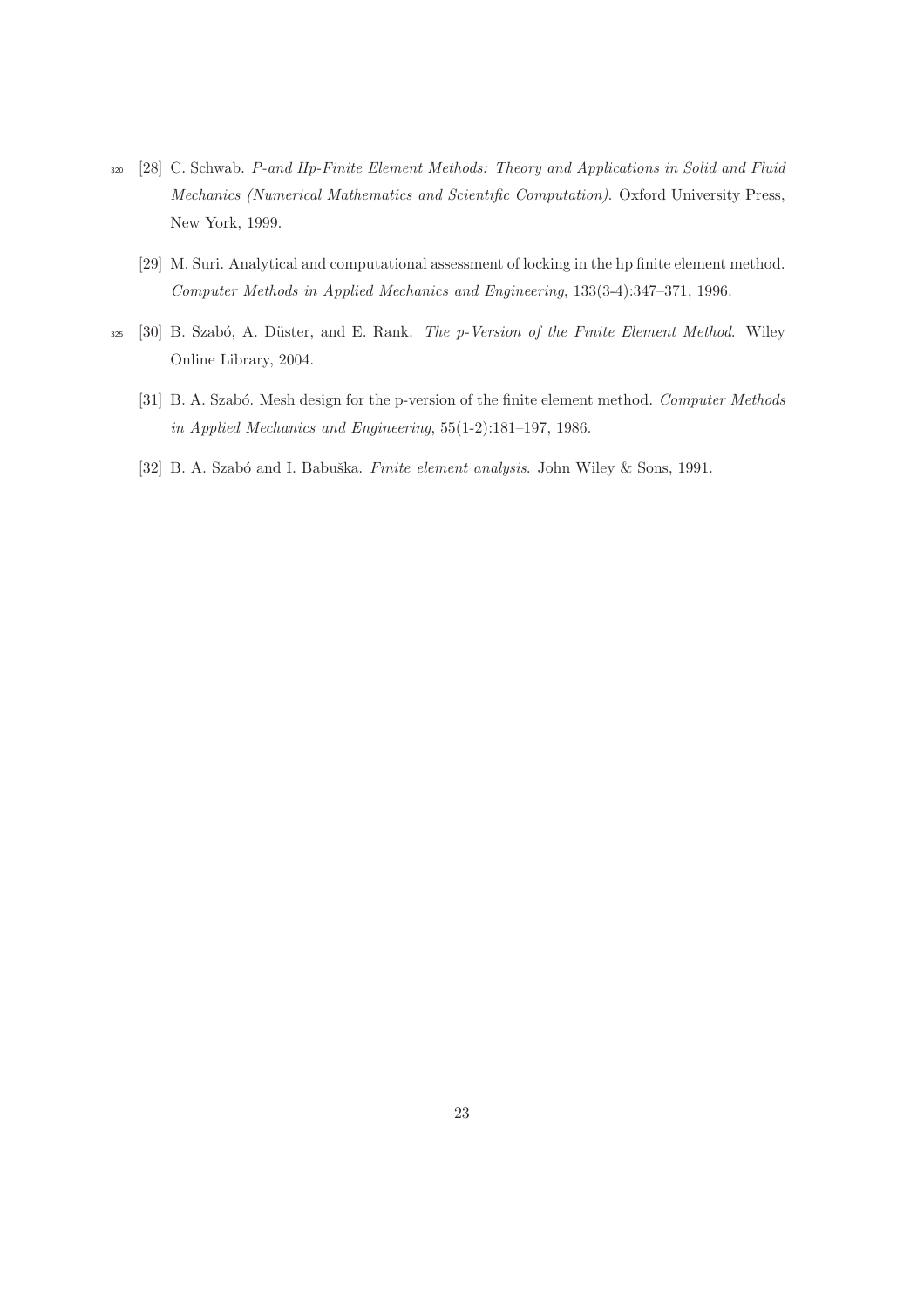[28] C. Schwab. *P-and Hp-Finite Element Methods: Theory and Applications in Solid and Fluid Mechanics (Numerical Mathematics and Scientific Computation)*. Oxford University Press, New York, 1999.

[29] M. Suri. Analytical and computational assessment of locking in the hp finite element method. *Computer Methods in Applied Mechanics and Engineering*, 133(3-4):347–371, 1996.

[30] B. Szabó, A. Düster, and E. Rank. *The p-Version of the Finite Element Method*. Wiley Online Library, 2004.

[31] B. A. Szabó. Mesh design for the p-version of the finite element method. *Computer Methods in Applied Mechanics and Engineering*, 55(1-2):181–197, 1986.

[32] B. A. Szabó and I. Babuška. *Finite element analysis*. John Wiley & Sons, 1991.